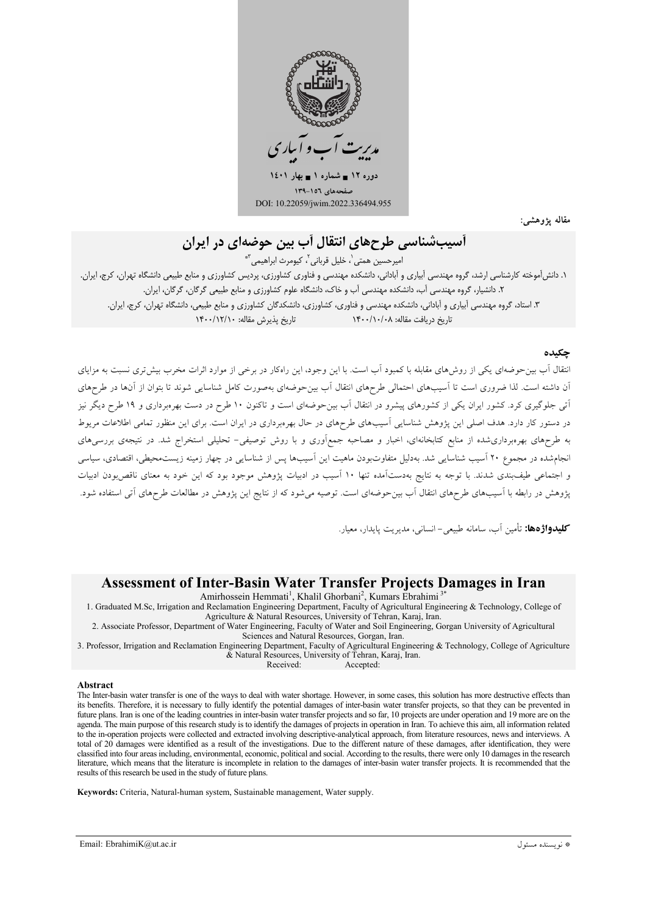مدیریت آب و آبیاری

دوره ۱۲ ■ شماره ۱ ■ بهار ۱۴۰۱

صفحه‌های ۱۵۶-۱۳۹

DOI: 10.22059/jwim.2022.336494.955

مقاله پژوهشی:

# آسیب‌شناسی طرح‌های انتقال آب بین حوضه‌ای در ایران

امیرحسین همتی[۱]، خلیل قربانی[۲]، کیومرث ابراهیمی[۳*]

۱. دانش‌آموخته کارشناسی ارشد، گروه مهندسی آبیاری و آبادانی، دانشکده مهندسی و فناوری کشاورزی، پردیس کشاورزی و منابع طبیعی دانشگاه تهران، کرج، ایران.

۲. دانشیار، گروه مهندسی آب، دانشکده مهندسی آب و خاک، دانشگاه علوم کشاورزی و منابع طبیعی گرگان، گرگان، ایران.

۳. استاد، گروه مهندسی آبیاری و آبادانی، دانشکده مهندسی و فناوری، کشاورزی، دانشکدگان کشاورزی و منابع طبیعی، دانشگاه تهران، کرج، ایران.

تاریخ دریافت مقاله: ۱۴۰۰/۱۰/۰۸ — تاریخ پذیرش مقاله: ۱۴۰۰/۱۲/۱۰

## چکیده

انتقال آب بین‌حوضه‌ای یکی از روش‌های مقابله با کمبود آب است. با این وجود، این راه‌کار در برخی از موارد اثرات مخرب بیش‌تری نسبت به مزایای آن داشته است. لذا ضروری است تا آسیب‌های احتمالی طرح‌های انتقال آب بین‌حوضه‌ای به‌صورت کامل شناسایی شوند تا بتوان از آن‌ها در طرح‌های آتی جلوگیری کرد. کشور ایران یکی از کشورهای پیشرو در انتقال آب بین‌حوضه‌ای است و تاکنون ۱۰ طرح در دست بهره‌برداری و ۱۹ طرح دیگر نیز در دستور کار دارد. هدف اصلی این پژوهش شناسایی آسیب‌های طرح‌های در حال بهره‌برداری در ایران است. برای این منظور تمامی اطلاعات مربوط به طرح‌های بهره‌برداری‌شده از منابع کتابخانه‌ای، اخبار و مصاحبه جمع‌آوری و با روش توصیفی- تحلیلی استخراج شد. در نتیجه‌ی بررسی‌های انجام‌شده در مجموع ۲۰ آسیب شناسایی شد. به‌دلیل متفاوت‌بودن ماهیت این آسیب‌ها پس از شناسایی در چهار زمینه زیست‌محیطی، اقتصادی، سیاسی و اجتماعی طیف‌بندی شدند. با توجه به نتایج به‌دست‌آمده تنها ۱۰ آسیب در ادبیات پژوهش موجود بود که این خود به معنای ناقص‌بودن ادبیات پژوهش در رابطه با آسیب‌های طرح‌های انتقال آب بین‌حوضه‌ای است. توصیه می‌شود که از نتایج این پژوهش در مطالعات طرح‌های آتی استفاده شود.

**کلیدواژه‌ها:** تأمین آب، سامانه طبیعی- انسانی، مدیریت پایدار، معیار.

# Assessment of Inter-Basin Water Transfer Projects Damages in Iran

Amirhossein Hemmati[1], Khalil Ghorbani[2], Kumars Ebrahimi[3*]

1. Graduated M.Sc, Irrigation and Reclamation Engineering Department, Faculty of Agricultural Engineering & Technology, College of Agriculture & Natural Resources, University of Tehran, Karaj, Iran.

2. Associate Professor, Department of Water Engineering, Faculty of Water and Soil Engineering, Gorgan University of Agricultural Sciences and Natural Resources, Gorgan, Iran.

3. Professor, Irrigation and Reclamation Engineering Department, Faculty of Agricultural Engineering & Technology, College of Agriculture & Natural Resources, University of Tehran, Karaj, Iran.

Received: — Accepted:

## Abstract

The Inter-basin water transfer is one of the ways to deal with water shortage. However, in some cases, this solution has more destructive effects than its benefits. Therefore, it is necessary to fully identify the potential damages of inter-basin water transfer projects, so that they can be prevented in future plans. Iran is one of the leading countries in inter-basin water transfer projects and so far, 10 projects are under operation and 19 more are on the agenda. The main purpose of this research study is to identify the damages of projects in operation in Iran. To achieve this aim, all information related to the in-operation projects were collected and extracted involving descriptive-analytical approach, from literature resources, news and interviews. A total of 20 damages were identified as a result of the investigations. Due to the different nature of these damages, after identification, they were classified into four areas including, environmental, economic, political and social. According to the results, there were only 10 damages in the research literature, which means that the literature is incomplete in relation to the damages of inter-basin water transfer projects. It is recommended that the results of this research be used in the study of future plans.

**Keywords:** Criteria, Natural-human system, Sustainable management, Water supply.

Email: EbrahimiK@ut.ac.ir

* نویسنده مسئول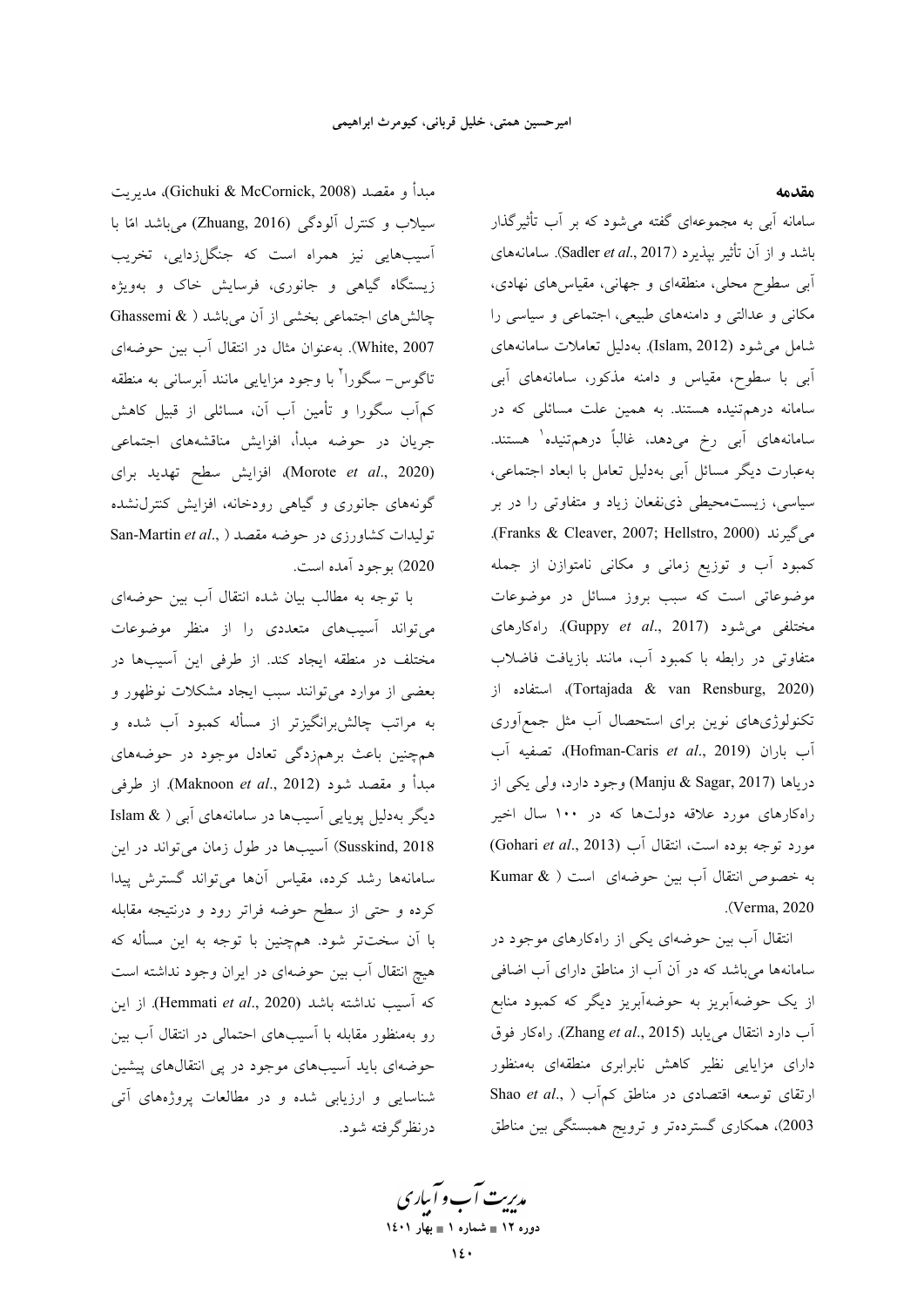## مقدمه

سامانه آبی به مجموعه‌ای گفته می‌شود که بر آب تأثیرگذار باشد و از آن تأثیر بپذیرد (Sadler *et al*., 2017). سامانه‌های آبی سطوح محلی، منطقه‌ای و جهانی، مقیاس‌های نهادی، مکانی و عدالتی و دامنه‌های طبیعی، اجتماعی و سیاسی را شامل می‌شود (Islam, 2012). به‌دلیل تعاملات سامانه‌های آبی با سطوح، مقیاس و دامنه مذکور، سامانه‌های آبی سامانه درهم‌تنیده هستند. به همین علت مسائلی که در سامانه‌های آبی رخ می‌دهد، غالباً درهم‌تنیده[1] هستند. به‌عبارت دیگر مسائل آبی به‌دلیل تعامل با ابعاد اجتماعی، سیاسی، زیست‌محیطی ذی‌نفعان زیاد و متفاوتی را در بر می‌گیرند (Franks & Cleaver, 2007; Hellstro, 2000). کمبود آب و توزیع زمانی و مکانی نامتوازن از جمله موضوعاتی است که سبب بروز مسائل در موضوعات مختلفی می‌شود (Guppy *et al*., 2017). راه‌کارهای متفاوتی در رابطه با کمبود آب، مانند بازیافت فاضلاب (Tortajada & van Rensburg, 2020)، استفاده از تکنولوژی‌های نوین برای استحصال آب مثل جمع‌آوری آب باران (Hofman-Caris *et al*., 2019)، تصفیه آب دریاها (Manju & Sagar, 2017) وجود دارد، ولی یکی از راه‌کارهای مورد علاقه دولت‌ها که در ۱۰۰ سال اخیر مورد توجه بوده است، انتقال آب (Gohari *et al*., 2013) به خصوص انتقال آب بین حوضه‌ای است (Kumar & Verma, 2020).

انتقال آب بین حوضه‌ای یکی از راه‌کارهای موجود در سامانه‌ها می‌باشد که در آن آب از مناطق دارای آب اضافی از یک حوضه‌آبریز به حوضه‌آبریز دیگر که کمبود منابع آب دارد انتقال می‌یابد (Zhang *et al*., 2015). راه‌کار فوق دارای مزایایی نظیر کاهش نابرابری منطقه‌ای به‌منظور ارتقای توسعه اقتصادی در مناطق کم‌آب (Shao *et al*., 2003)، همکاری گسترده‌تر و ترویج همبستگی بین مناطق مبدأ و مقصد (Gichuki & McCornick, 2008)، مدیریت سیلاب و کنترل آلودگی (Zhuang, 2016) می‌باشد امّا با آسیب‌هایی نیز همراه است که جنگل‌زدایی، تخریب زیستگاه گیاهی و جانوری، فرسایش خاک و به‌ویژه چالش‌های اجتماعی بخشی از آن می‌باشد (Ghassemi & White, 2007). به‌عنوان مثال در انتقال آب بین حوضه‌ای تاگوس- سگورا[2] با وجود مزایایی مانند آبرسانی به منطقه کم‌آب سگورا و تأمین آب آن، مسائلی از قبیل کاهش جریان در حوضه مبدأ، افزایش مناقشه‌های اجتماعی (Morote *et al*., 2020)، افزایش سطح تهدید برای گونه‌های جانوری و گیاهی رودخانه، افزایش کنترل‌نشده تولیدات کشاورزی در حوضه مقصد (San-Martin *et al*., 2020) بوجود آمده است.

با توجه به مطالب بیان شده انتقال آب بین حوضه‌ای می‌تواند آسیب‌های متعددی را از منظر موضوعات مختلف در منطقه ایجاد کند. از طرفی این آسیب‌ها در بعضی از موارد می‌توانند سبب ایجاد مشکلات نوظهور و به مراتب چالش‌برانگیزتر از مسأله کمبود آب شده و همچنین باعث برهم‌زدگی تعادل موجود در حوضه‌های مبدأ و مقصد شود (Maknoon *et al*., 2012). از طرفی دیگر به‌دلیل پویایی آسیب‌ها در سامانه‌های آبی (Islam & Susskind, 2018) آسیب‌ها در طول زمان می‌تواند در این سامانه‌ها رشد کرده، مقیاس آن‌ها می‌تواند گسترش پیدا کرده و حتی از سطح حوضه فراتر رود و درنتیجه مقابله با آن سخت‌تر شود. همچنین با توجه به این مسأله که هیچ انتقال آب بین حوضه‌ای در ایران وجود نداشته است که آسیب نداشته باشد (Hemmati *et al*., 2020). از این رو به‌منظور مقابله با آسیب‌های احتمالی در انتقال آب بین حوضه‌ای باید آسیب‌های موجود در پی انتقال‌های پیشین شناسایی و ارزیابی شده و در مطالعات پروژه‌های آتی درنظرگرفته شود.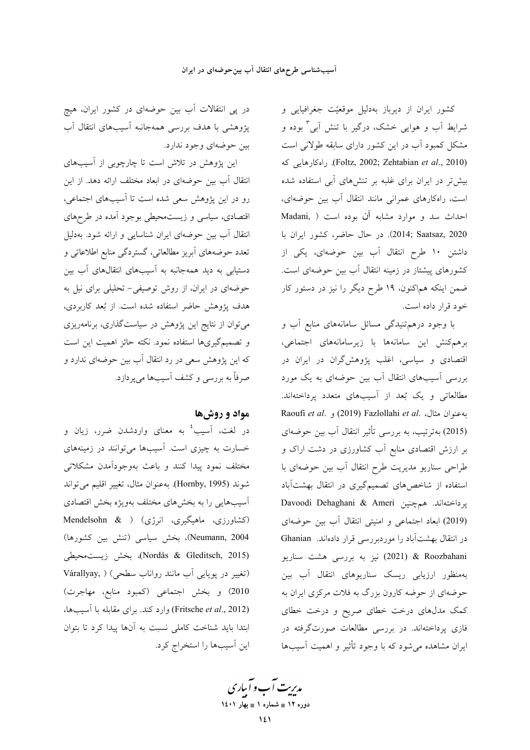کشور ایران از دیرباز به‌دلیل موقعیّت جغرافیایی و شرایط آب و هوایی خشک، درگیر با تنش آبی[3] بوده و مشکل کمبود آب در این کشور دارای سابقه طولانی است (Foltz, 2002; Zehtabian *et al*., 2010). راه‌کارهایی که بیش‌تر در ایران برای غلبه بر تنش‌های آبی استفاده شده است، راه‌کارهای عمرانی مانند انتقال آب بین حوضه‌ای، احداث سد و موارد مشابه آن بوده است (Madani, 2014; Saatsaz, 2020). در حال حاضر، کشور ایران با داشتن ۱۰ طرح انتقال آب بین حوضه‌ای، یکی از کشورهای پیشتاز در زمینه انتقال آب بین حوضه‌ای است. ضمن اینکه هم‌اکنون، ۱۹ طرح دیگر را نیز در دستور کار خود قرار داده است.

با وجود درهم‌تنیدگی مسائل سامانه‌های منابع آب و برهم‌کنش این سامانه‌ها با زیرسامانه‌های اجتماعی، اقتصادی و سیاسی، اغلب پژوهش‌گران در ایران در بررسی آسیب‌های انتقال آب بین حوضه‌ای به یک مورد مطالعاتی و یک بُعد از آسیب‌های متعدد پرداخته‌اند. به‌عنوان مثال، Raoufi *et al*. (2019) و Fazlollahi *et al*. (2015) به‌ترتیب، به بررسی تأثیر انتقال آب بین حوضه‌ای بر ارزش اقتصادی منابع آب کشاورزی در دشت اراک و طراحی سناریو مدیریت طرح انتقال آب بین حوضه‌ای با استفاده از شاخص‌های تصمیم‌گیری در انتقال بهشت‌آباد پرداخته‌اند. هم‌چنین Davoodi Dehaghani & Ameri (2019) ابعاد اجتماعی و امنیتی انتقال آب بین حوضه‌ای در انتقال بهشت‌آباد را موردبررسی قرار داده‌اند. Ghanian & Roozbahani (2021) نیز به بررسی هشت سناریو به‌منظور ارزیابی ریسک سناریوهای انتقال آب بین حوضه‌ای از حوضه کارون بزرگ به فلات مرکزی ایران به کمک مدل‌های درخت خطای صریح و درخت خطای فازی پرداخته‌اند. در بررسی مطالعات صورت‌گرفته در ایران مشاهده می‌شود که با وجود تأثیر و اهمیت آسیب‌ها در پی انتقالات آب بین حوضه‌ای در کشور ایران، هیچ پژوهشی با هدف بررسی همه‌جانبه آسیب‌های انتقال آب بین حوضه‌ای وجود ندارد.

این پژوهش در تلاش است تا چارچوبی از آسیب‌های انتقال آب بین حوضه‌ای در ابعاد مختلف ارائه دهد. از این رو در این پژوهش سعی شده است تا آسیب‌های اجتماعی، اقتصادی، سیاسی و زیست‌محیطی بوجود آمده در طرح‌های انتقال آب بین حوضه‌ای ایران شناسایی و ارائه شود. به‌دلیل تعدد حوضه‌های آبریز مطالعاتی، گستردگی منابع اطلاعاتی و دستیابی به دید همه‌جانبه به آسیب‌های انتقال‌های آب بین حوضه‌ای در ایران، از روش توصیفی- تحلیلی برای نیل به هدف پژوهش حاضر استفاده شده است. از بُعد کاربردی، می‌توان از نتایج این پژوهش در سیاست‌گذاری، برنامه‌ریزی و تصمیم‌گیری‌ها استفاده نمود. نکته حائز اهمیت این است که این پژوهش سعی در رد انتقال آب بین حوضه‌ای ندارد و صرفاً به بررسی و کشف آسیب‌ها می‌پردازد.

## مواد و روش‌ها

در لغت، آسیب[4] به معنای واردشدن ضرر، زیان و خسارت به چیزی است. آسیب‌ها می‌توانند در زمینه‌های مختلف نمود پیدا کنند و باعث به‌وجودآمدن مشکلاتی شوند (Hornby, 1995). به‌عنوان مثال، تغییر اقلیم می‌تواند آسیب‌هایی را به بخش‌های مختلف به‌ویژه بخش اقتصادی (کشاورزی، ماهیگیری، انرژی) (Mendelsohn & Neumann, 2004)، بخش سیاسی (تنش بین کشورها) (Nordås & Gleditsch, 2015)، بخش زیست‌محیطی (تغییر در پویایی آب مانند رواناب سطحی) (Várallyay, 2010) و بخش اجتماعی (کمبود منابع، مهاجرت) (Fritsche *et al*., 2012) وارد کند. برای مقابله با آسیب‌ها، ابتدا باید شناخت کاملی نسبت به آن‌ها پیدا کرد تا بتوان این آسیب‌ها را استخراج کرد.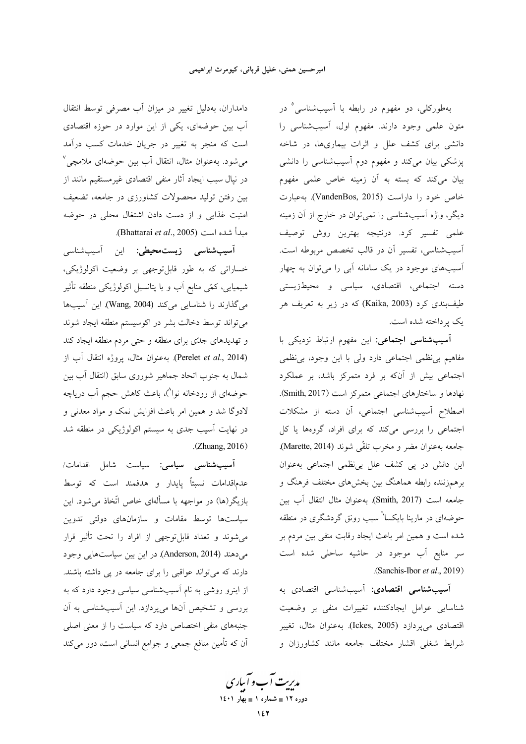به‌طورکلی، دو مفهوم در رابطه با آسیب‌شناسی[5] در متون علمی وجود دارند. مفهوم اول، آسیب‌شناسی را دانشی برای کشف علل و اثرات بیماری‌ها، در شاخه پزشکی بیان می‌کند و مفهوم دوم آسیب‌شناسی را دانشی بیان می‌کند که بسته به آن زمینه خاص علمی مفهوم خاص خود را داراست (VandenBos, 2015). به‌عبارت دیگر، واژه آسیب‌شناسی را نمی‌توان در خارج از آن زمینه علمی تفسیر کرد. درنتیجه بهترین روش توصیف آسیب‌شناسی، تفسیر آن در قالب تخصص مربوطه است. آسیب‌های موجود در یک سامانه آبی را می‌توان به چهار دسته اجتماعی، اقتصادی، سیاسی و محیط‌زیستی طیف‌بندی کرد (Kaika, 2003) که در زیر به تعریف هر یک پرداخته شده است.

**آسیب‌شناسی اجتماعی:** این مفهوم ارتباط نزدیکی با مفاهیم بی‌نظمی اجتماعی دارد ولی با این وجود، بی‌نظمی اجتماعی بیش از آن‌که بر فرد متمرکز باشد، بر عملکرد نهادها و ساختارهای اجتماعی متمرکز است (Smith, 2017). اصطلاح آسیب‌شناسی اجتماعی، آن دسته از مشکلات اجتماعی را بررسی می‌کند که برای افراد، گروه‌ها یا کل جامعه به‌عنوان مضر و مخرب تلقّی شوند (Marette, 2014). این دانش در پی کشف علل بی‌نظمی اجتماعی به‌عنوان برهم‌زننده رابطه هماهنگ بین بخش‌های مختلف فرهنگ و جامعه است (Smith, 2017). به‌عنوان مثال انتقال آب بین حوضه‌ای در مارینا بایکسا[6] سبب رونق گردشگری در منطقه شده است و همین امر باعث ایجاد رقابت منفی بین مردم بر سر منابع آب موجود در حاشیه ساحلی شده است (Sanchis-Ibor *et al*., 2019).

**آسیب‌شناسی اقتصادی:** آسیب‌شناسی اقتصادی به شناسایی عوامل ایجادکننده تغییرات منفی بر وضعیت اقتصادی می‌پردازد (Ickes, 2005). به‌عنوان مثال، تغییر شرایط شغلی اقشار مختلف جامعه مانند کشاورزان و دامداران، به‌دلیل تغییر در میزان آب مصرفی توسط انتقال آب بین حوضه‌ای، یکی از این موارد در حوزه اقتصادی است که منجر به تغییر در جریان خدمات کسب درآمد می‌شود. به‌عنوان مثال، انتقال آب بین حوضه‌ای ملامچی[7] در نپال سبب ایجاد آثار منفی اقتصادی غیرمستقیم مانند از بین رفتن تولید محصولات کشاورزی در جامعه، تضعیف امنیت غذایی و از دست دادن اشتغال محلی در حوضه مبدأ شده است (Bhattarai *et al*., 2005).

**آسیب‌شناسی زیست‌محیطی:** این آسیب‌شناسی خساراتی که به طور قابل‌توجهی بر وضعیت اکولوژیکی، شیمیایی، کمّی منابع آب و یا پتانسیل اکولوژیکی منطقه تأثیر می‌گذارند را شناسایی می‌کند (Wang, 2004). این آسیب‌ها می‌تواند توسط دخالت بشر در اکوسیستم منطقه ایجاد شوند و تهدیدهای جدّی برای منطقه و حتی مردم منطقه ایجاد کند (Perelet *et al*., 2014). به‌عنوان مثال، پروژه انتقال آب از شمال به جنوب اتحاد جماهیر شوروی سابق (انتقال آب بین حوضه‌ای از رودخانه نوا[8])، باعث کاهش حجم آب دریاچه لادوگا شد و همین امر باعث افزایش نمک و مواد معدنی و در نهایت آسیب جدی به سیستم اکولوژیکی در منطقه شد (Zhuang, 2016).

**آسیب‌شناسی سیاسی:** سیاست شامل اقدامات/عدم‌اقدامات نسبتاً پایدار و هدفمند است که توسط بازیگر(ها) در مواجهه با مسأله‌ای خاص اتّخاذ می‌شود. این سیاست‌ها توسط مقامات و سازمان‌های دولتی تدوین می‌شوند و تعداد قابل‌توجهی از افراد را تحت تأثیر قرار می‌دهند (Anderson, 2014). در این بین سیاست‌هایی وجود دارند که می‌تواند عواقبی را برای جامعه در پی داشته باشند. از اینرو روشی به نام آسیب‌شناسی سیاسی وجود دارد که به بررسی و تشخیص آن‌ها می‌پردازد. این آسیب‌شناسی به آن جنبه‌های منفی اختصاص دارد که سیاست را از معنی اصلی آن که تأمین منافع جمعی و جوامع انسانی است، دور می‌کند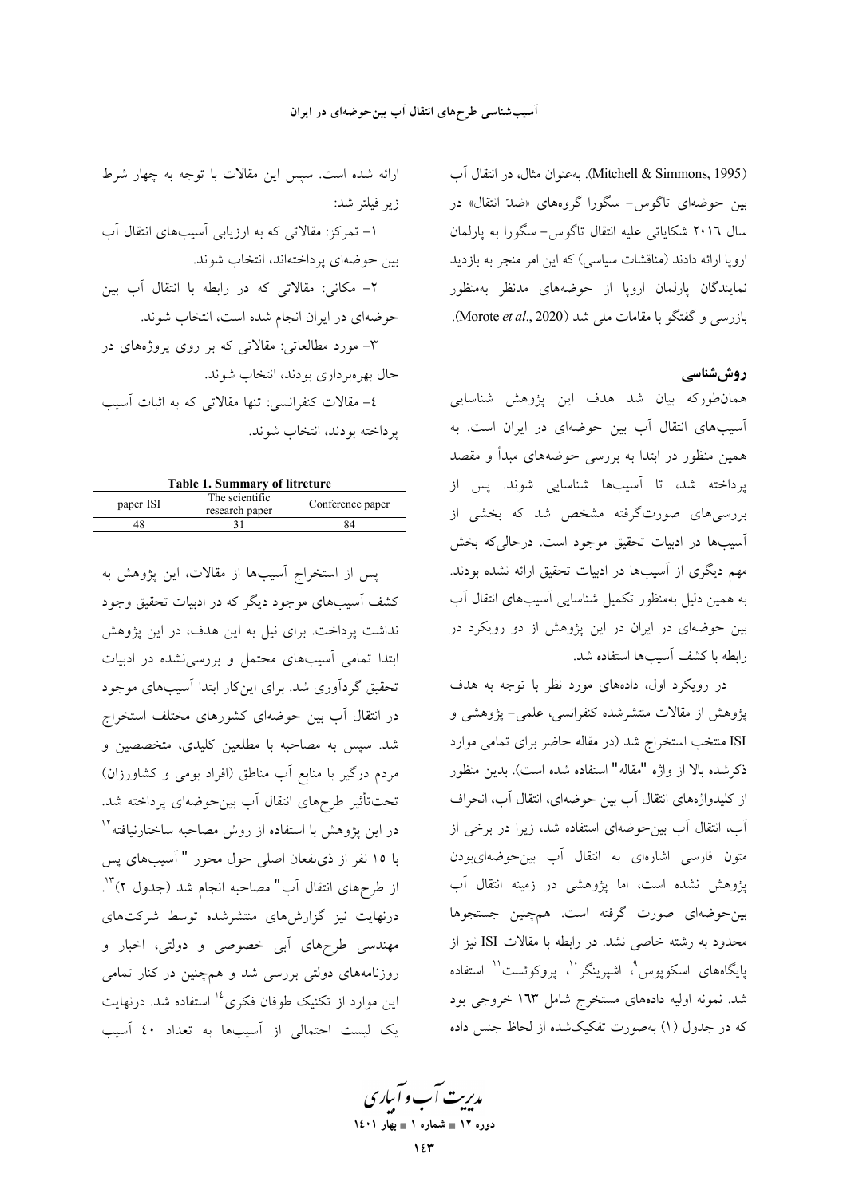(Mitchell & Simmons, 1995). به‌عنوان مثال، در انتقال آب بین حوضه‌ای تاگوس- سگورا گروه‌های «ضدّ انتقال» در سال ۲۰۱۶ شکایاتی علیه انتقال تاگوس- سگورا به پارلمان اروپا ارائه دادند (مناقشات سیاسی) که این امر منجر به بازدید نمایندگان پارلمان اروپا از حوضه‌های مدنظر به‌منظور بازرسی و گفتگو با مقامات ملی شد (Morote *et al*., 2020).

## روش‌شناسی

همان‌طورکه بیان شد هدف این پژوهش شناسایی آسیب‌های انتقال آب بین حوضه‌ای در ایران است. به همین منظور در ابتدا به بررسی حوضه‌های مبدأ و مقصد پرداخته شد، تا آسیب‌ها شناسایی شوند. پس از بررسی‌های صورت‌گرفته مشخص شد که بخشی از آسیب‌ها در ادبیات تحقیق موجود است. درحالی‌که بخش مهم دیگری از آسیب‌ها در ادبیات تحقیق ارائه نشده بودند. به همین دلیل به‌منظور تکمیل شناسایی آسیب‌های انتقال آب بین حوضه‌ای در ایران در این پژوهش از دو رویکرد در رابطه با کشف آسیب‌ها استفاده شد.

در رویکرد اول، داده‌های مورد نظر با توجه به هدف پژوهش از مقالات منتشرشده کنفرانسی، علمی- پژوهشی و ISI منتخب استخراج شد (در مقاله حاضر برای تمامی موارد ذکرشده بالا از واژه "مقاله" استفاده شده است). بدین منظور از کلیدواژه‌های انتقال آب بین حوضه‌ای، انتقال آب، انحراف آب، انتقال آب بین‌حوضه‌ای استفاده شد، زیرا در برخی از متون فارسی اشاره‌ای به انتقال آب بین‌حوضه‌ای‌بودن پژوهش نشده است، اما پژوهشی در زمینه انتقال آب بین‌حوضه‌ای صورت گرفته است. همچنین جستجوها محدود به رشته خاصی نشد. در رابطه با مقالات ISI نیز از پایگاه‌های اسکوپوس[9]، اشپرینگر[10]، پروکوئست[11] استفاده شد. نمونه اولیه داده‌های مستخرج شامل ۱۶۳ خروجی بود که در جدول (۱) به‌صورت تفکیک‌شده از لحاظ جنس داده ارائه شده است. سپس این مقالات با توجه به چهار شرط زیر فیلتر شد:

۱- تمرکز: مقالاتی که به ارزیابی آسیب‌های انتقال آب بین حوضه‌ای پرداخته‌اند، انتخاب شوند.

۲- مکانی: مقالاتی که در رابطه با انتقال آب بین حوضه‌ای در ایران انجام شده است، انتخاب شوند.

۳- مورد مطالعاتی: مقالاتی که بر روی پروژه‌های در حال بهره‌برداری بودند، انتخاب شوند.

۴- مقالات کنفرانسی: تنها مقالاتی که به اثبات آسیب پرداخته بودند، انتخاب شوند.

**Table 1. Summary of litreture**

| paper ISI | The scientific research paper | Conference paper |
|---|---|---|
| 48 | 31 | 84 |

پس از استخراج آسیب‌ها از مقالات، این پژوهش به کشف آسیب‌های موجود دیگر که در ادبیات تحقیق وجود نداشت پرداخت. برای نیل به این هدف، در این پژوهش ابتدا تمامی آسیب‌های محتمل و بررسی‌نشده در ادبیات تحقیق گردآوری شد. برای این‌کار ابتدا آسیب‌های موجود در انتقال آب بین حوضه‌ای کشورهای مختلف استخراج شد. سپس به مصاحبه با مطلعین کلیدی، متخصصین و مردم درگیر با منابع آب مناطق (افراد بومی و کشاورزان) تحت‌تأثیر طرح‌های انتقال آب بین‌حوضه‌ای پرداخته شد. در این پژوهش با استفاده از روش مصاحبه ساختارنیافته[12] با ۱۵ نفر از ذی‌نفعان اصلی حول محور " آسیب‌های پس از طرح‌های انتقال آب" مصاحبه انجام شد (جدول ۲)[13]. درنهایت نیز گزارش‌های منتشرشده توسط شرکت‌های مهندسی طرح‌های آبی خصوصی و دولتی، اخبار و روزنامه‌های دولتی بررسی شد و همچنین در کنار تمامی این موارد از تکنیک طوفان فکری[14] استفاده شد. درنهایت یک لیست احتمالی از آسیب‌ها به تعداد ۴۰ آسیب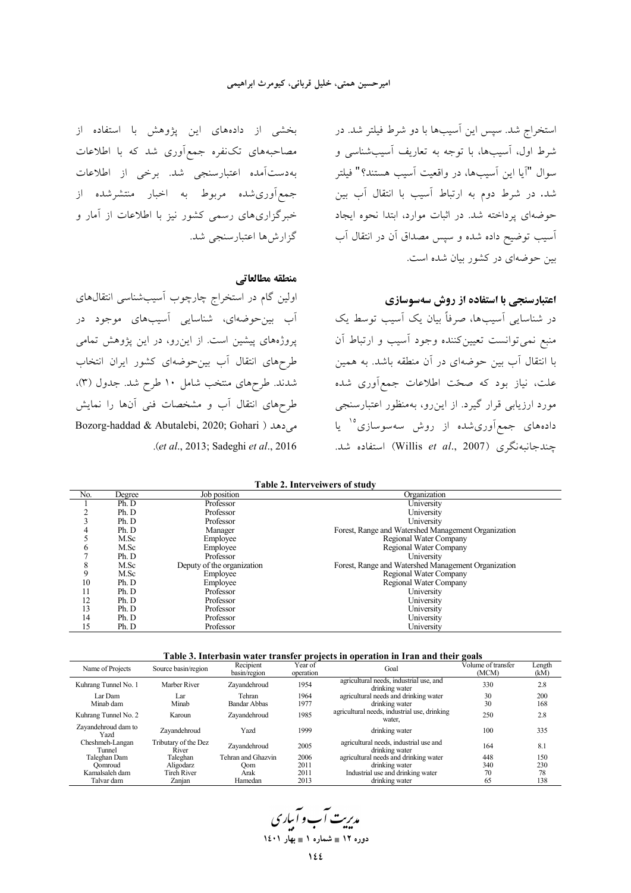استخراج شد. سپس این آسیب‌ها با دو شرط فیلتر شد. در شرط اول، آسیب‌ها، با توجه به تعاریف آسیب‌شناسی و سوال "آیا این آسیب‌ها، در واقعیت آسیب هستند؟" فیلتر شد. در شرط دوم به ارتباط آسیب با انتقال آب بین حوضه‌ای پرداخته شد. در اثبات موارد، ابتدا نحوه ایجاد آسیب توضیح داده شده و سپس مصداق آن در انتقال آب بین حوضه‌ای در کشور بیان شده است.

### اعتبارسنجی با استفاده از روش سه‌سوسازی

در شناسایی آسیب‌ها، صرفاً بیان یک آسیب توسط یک منبع نمی‌توانست تعیین‌کننده وجود آسیب و ارتباط آن با انتقال آب بین حوضه‌ای در آن منطقه باشد. به همین علت، نیاز بود که صحّت اطلاعات جمع‌آوری شده مورد ارزیابی قرار گیرد. از این‌رو، به‌منظور اعتبارسنجی داده‌های جمع‌آوری‌شده از روش سه‌سوسازی[15] یا چندجانبه‌نگری (Willis *et al*., 2007) استفاده شد.

بخشی از داده‌های این پژوهش با استفاده از مصاحبه‌های تک‌نفره جمع‌آوری شد که با اطلاعات به‌دست‌آمده اعتبارسنجی شد. برخی از اطلاعات جمع‌آوری‌شده مربوط به اخبار منتشرشده از خبرگزاری‌های رسمی کشور نیز با اطلاعات از آمار و گزارش‌ها اعتبارسنجی شد.

### منطقه مطالعاتی

اولین گام در استخراج چارچوب آسیب‌شناسی انتقال‌های آب بین‌حوضه‌ای، شناسایی آسیب‌های موجود در پروژه‌های پیشین است. از این‌رو، در این پژوهش تمامی طرح‌های انتقال آب بین‌حوضه‌ای کشور ایران انتخاب شدند. طرح‌های منتخب شامل ۱۰ طرح شد. جدول (۳)، طرح‌های انتقال آب و مشخصات فنی آن‌ها را نمایش می‌دهد (Bozorg-haddad & Abutalebi, 2020; Gohari *et al*., 2013; Sadeghi *et al*., 2016).

**Table 2. Interveiwers of study**

| No. | Degree | Job position | Organization |
|---|---|---|---|
| 1 | Ph. D | Professor | University |
| 2 | Ph. D | Professor | University |
| 3 | Ph. D | Professor | University |
| 4 | Ph. D | Manager | Forest, Range and Watershed Management Organization |
| 5 | M.Sc | Employee | Regional Water Company |
| 6 | M.Sc | Employee | Regional Water Company |
| 7 | Ph. D | Professor | University |
| 8 | M.Sc | Deputy of the organization | Forest, Range and Watershed Management Organization |
| 9 | M.Sc | Employee | Regional Water Company |
| 10 | Ph. D | Employee | Regional Water Company |
| 11 | Ph. D | Professor | University |
| 12 | Ph. D | Professor | University |
| 13 | Ph. D | Professor | University |
| 14 | Ph. D | Professor | University |
| 15 | Ph. D | Professor | University |

**Table 3. Interbasin water transfer projects in operation in Iran and their goals**

| Name of Projects | Source basin/region | Recipient basin/region | Year of operation | Goal | Volume of transfer (MCM) | Length (kM) |
|---|---|---|---|---|---|---|
| Kuhrang Tunnel No. 1 | Marber River | Zayandehroud | 1954 | agricultural needs, industrial use, and drinking water | 330 | 2.8 |
| Lar Dam | Lar | Tehran | 1964 | agricultural needs and drinking water | 30 | 200 |
| Minab dam | Minab | Bandar Abbas | 1977 | drinking water | 30 | 168 |
| Kuhrang Tunnel No. 2 | Karoun | Zayandehroud | 1985 | agricultural needs, industrial use, drinking water, | 250 | 2.8 |
| Zayandehroud dam to Yazd | Zayandehroud | Yazd | 1999 | drinking water | 100 | 335 |
| Cheshmeh-Langan Tunnel | Tributary of the Dez River | Zayandehroud | 2005 | agricultural needs, industrial use and drinking water | 164 | 8.1 |
| Taleghan Dam | Taleghan | Tehran and Ghazvin | 2006 | agricultural needs and drinking water | 448 | 150 |
| Qomroud | Aligodarz | Qom | 2011 | drinking water | 340 | 230 |
| Kamalsaleh dam | Tireh River | Arak | 2011 | Industrial use and drinking water | 70 | 78 |
| Talvar dam | Zanjan | Hamedan | 2013 | drinking water | 65 | 138 |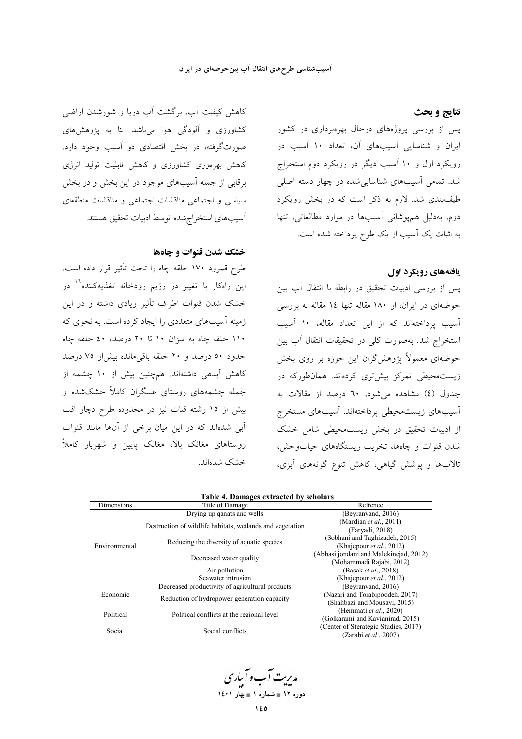## نتایج و بحث

پس از بررسی پروژه‌های درحال بهره‌برداری در کشور ایران و شناسایی آسیب‌های آن، تعداد ۱۰ آسیب در رویکرد اول و ۱۰ آسیب دیگر در رویکرد دوم استخراج شد. تمامی آسیب‌های شناسایی‌شده در چهار دسته اصلی طیف‌بندی شد. لازم به ذکر است که در بخش رویکرد دوم، به‌دلیل هم‌پوشانی آسیب‌ها در موارد مطالعاتی، تنها به اثبات یک آسیب از یک طرح پرداخته شده است.

### یافته‌های رویکرد اول

پس از بررسی ادبیات تحقیق در رابطه با انتقال آب بین حوضه‌ای در ایران، از ۱۸۰ مقاله تنها ۱٤ مقاله به بررسی آسیب پرداخته‌اند که از این تعداد مقاله، ۱۰ آسیب استخراج شد. به‌صورت کلی در تحقیقات انتقال آب بین حوضه‌ای معمولاً پژوهش‌گران این حوزه بر روی بخش زیست‌محیطی تمرکز بیش‌تری کرده‌اند. همان‌طورکه در جدول (٤) مشاهده می‌شود، ٦۰ درصد از مقالات به آسیب‌های زیست‌محیطی پرداخته‌اند. آسیب‌های مستخرج از ادبیات تحقیق در بخش زیست‌محیطی شامل خشک شدن قنوات و چاه‌ها، تخریب زیستگاه‌های حیات‌وحش، تالاب‌ها و پوشش گیاهی، کاهش تنوع گونه‌های آبزی، کاهش کیفیت آب، برگشت آب دریا و شورشدن اراضی کشاورزی و آلودگی هوا می‌باشد. بنا به پژوهش‌های صورت‌گرفته، در بخش اقتصادی دو آسیب وجود دارد. کاهش بهره‌وری کشاورزی و کاهش قابلیت تولید انرژی برقابی از جمله آسیب‌های موجود در این بخش و در بخش سیاسی و اجتماعی مناقشات اجتماعی و مناقشات منطقه‌ای آسیب‌های استخراج‌شده توسط ادبیات تحقیق هستند.

### خشک شدن قنوات و چاه‌ها

طرح قمرود ۱۷۰ حلقه چاه را تحت تأثیر قرار داده است. این راه‌کار با تغییر در رژیم رودخانه تغذیه‌کننده[16] در خشک شدن قنوات اطراف تأثیر زیادی داشته و در این زمینه آسیب‌های متعددی را ایجاد کرده است. به نحوی که ۱۱۰ حلقه چاه به میزان ۱۰ تا ۲۰ درصد، ٤۰ حلقه چاه حدود ۵۰ درصد و ۲۰ حلقه باقی‌مانده بیش‌از ۷۵ درصد کاهش آبدهی داشته‌اند. هم‌چنین بیش از ۱۰ چشمه از جمله چشمه‌های روستای عسگران کاملاً خشک‌شده و بیش از ۱۵ رشته قنات نیز در محدوده طرح دچار افت آبی شده‌اند که در این میان برخی از آن‌ها مانند قنوات روستاهای مغانک بالا، مغانک پایین و شهریار کاملاً خشک شده‌اند.

**Table 4. Damages extracted by scholars**

| Dimensions | Title of Damage | Refrence |
|---|---|---|
| Environmental | Drying up qanats and wells | (Beyranvand, 2016) |
| | Destruction of wildlife habitats, wetlands and vegetation | (Mardian *et al*., 2011) (Faryadi, 2018) |
| | Reducing the diversity of aquatic species | (Sobhani and Taghizadeh, 2015) (Khajepour *et al*., 2012) |
| | Decreased water quality | (Abbasi jondani and Malekinejad, 2012) (Mohammadi Rajabi, 2012) |
| | Air pollution | (Basak *et al*., 2018) |
| | Seawater intrusion | (Khajepour *et al*., 2012) |
| Economic | Decreased productivity of agricultural products | (Beyranvand, 2016) |
| | Reduction of hydropower generation capacity | (Nazari and Torabipoodeh, 2017) (Shahbazi and Mousavi, 2015) |
| Political | Political conflicts at the regional level | (Hemmati *et al*., 2020) (Golkarami and Kavianirad, 2015) |
| Social | Social conflicts | (Center of Sterategic Studies, 2017) (Zarabi *et al*., 2007) |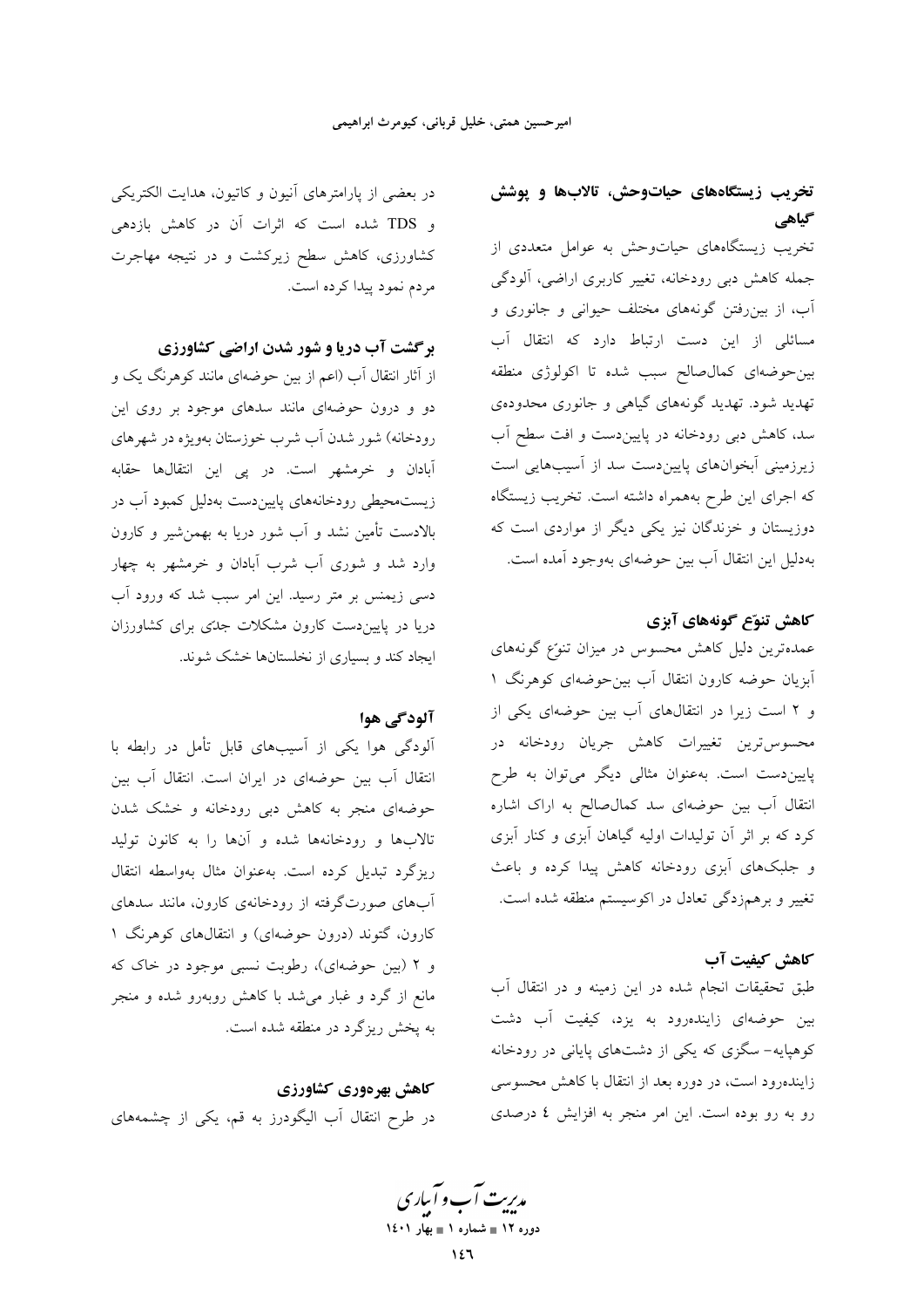### تخریب زیستگاه‌های حیات‌وحش، تالاب‌ها و پوشش گیاهی

تخریب زیستگاه‌های حیات‌وحش به عوامل متعددی از جمله کاهش دبی رودخانه، تغییر کاربری اراضی، آلودگی آب، از بین‌رفتن گونه‌های مختلف حیوانی و جانوری و مسائلی از این دست ارتباط دارد که انتقال آب بین‌حوضه‌ای کمال‌صالح سبب شده تا اکولوژی منطقه تهدید شود. تهدید گونه‌های گیاهی و جانوری محدوده‌ی سد، کاهش دبی رودخانه در پایین‌دست و افت سطح آب زیرزمینی آبخوان‌های پایین‌دست سد از آسیب‌هایی است که اجرای این طرح به‌همراه داشته است. تخریب زیستگاه دوزیستان و خزندگان نیز یکی دیگر از مواردی است که به‌دلیل این انتقال آب بین حوضه‌ای به‌وجود آمده است.

### کاهش تنوّع گونه‌های آبزی

عمده‌ترین دلیل کاهش محسوس در میزان تنوّع گونه‌های آبزیان حوضه کارون انتقال آب بین‌حوضه‌ای کوهرنگ ۱ و ۲ است زیرا در انتقال‌های آب بین حوضه‌ای یکی از محسوس‌ترین تغییرات کاهش جریان رودخانه در پایین‌دست است. به‌عنوان مثالی دیگر می‌توان به طرح انتقال آب بین حوضه‌ای سد کمال‌صالح به اراک اشاره کرد که بر اثر آن تولیدات اولیه گیاهان آبزی و کنار آبزی و جلبک‌های آبزی رودخانه کاهش پیدا کرده و باعث تغییر و برهم‌زدگی تعادل در اکوسیستم منطقه شده است.

### کاهش کیفیت آب

طبق تحقیقات انجام شده در این زمینه و در انتقال آب بین حوضه‌ای زاینده‌رود به یزد، کیفیت آب دشت کوهپایه- سگزی که یکی از دشت‌های پایانی در رودخانه زاینده‌رود است، در دوره بعد از انتقال با کاهش محسوسی رو به رو بوده است. این امر منجر به افزایش ٤ درصدی در بعضی از پارامترهای آنیون و کاتیون، هدایت الکتریکی و TDS شده است که اثرات آن در کاهش بازدهی کشاورزی، کاهش سطح زیرکشت و در نتیجه مهاجرت مردم نمود پیدا کرده است.

### برگشت آب دریا و شور شدن اراضی کشاورزی

از آثار انتقال آب (اعم از بین حوضه‌ای مانند کوهرنگ یک و دو و درون حوضه‌ای مانند سدهای موجود بر روی این رودخانه) شور شدن آب شرب خوزستان به‌ویژه در شهرهای آبادان و خرمشهر است. در پی این انتقال‌ها حقابه زیست‌محیطی رودخانه‌های پایین‌دست به‌دلیل کمبود آب در بالادست تأمین نشد و آب شور دریا به بهمن‌شیر و کارون وارد شد و شوری آب شرب آبادان و خرمشهر به چهار دسی زیمنس بر متر رسید. این امر سبب شد که ورود آب دریا در پایین‌دست کارون مشکلات جدّی برای کشاورزان ایجاد کند و بسیاری از نخلستان‌ها خشک شوند.

### آلودگی هوا

آلودگی هوا یکی از آسیب‌های قابل تأمل در رابطه با انتقال آب بین حوضه‌ای در ایران است. انتقال آب بین حوضه‌ای منجر به کاهش دبی رودخانه و خشک شدن تالاب‌ها و رودخانه‌ها شده و آن‌ها را به کانون تولید ریزگرد تبدیل کرده است. به‌عنوان مثال به‌واسطه انتقال آب‌های صورت‌گرفته از رودخانه‌ی کارون، مانند سدهای کارون، گتوند (درون حوضه‌ای) و انتقال‌های کوهرنگ ۱ و ۲ (بین حوضه‌ای)، رطوبت نسبی موجود در خاک که مانع از گرد و غبار می‌شد با کاهش روبه‌رو شده و منجر به پخش ریزگرد در منطقه شده است.

### کاهش بهره‌وری کشاورزی

در طرح انتقال آب الیگودرز به قم، یکی از چشمه‌های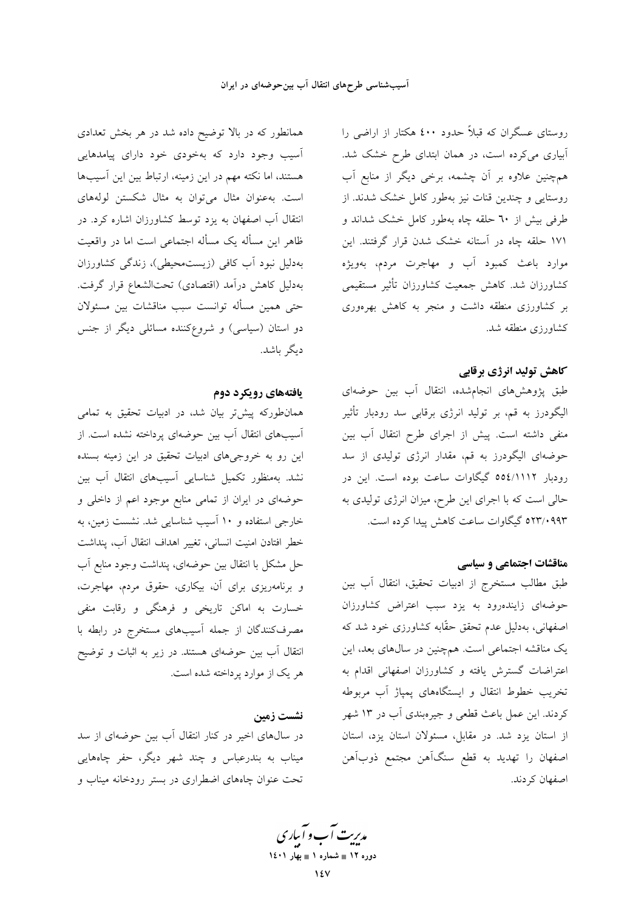روستای عسگران که قبلاً حدود ٤٠٠ هکتار از اراضی را آبیاری می‌کرده است، در همان ابتدای طرح خشک شد. هم‌چنین علاوه بر آن چشمه، برخی دیگر از منابع آب روستایی و چندین قنات نیز به‌طور کامل خشک شدند. از طرفی بیش از ٦٠ حلقه چاه به‌طور کامل خشک شداند و ١٧١ حلقه چاه در آستانه خشک شدن قرار گرفتند. این موارد باعث کمبود آب و مهاجرت مردم، به‌ویژه کشاورزان شد. کاهش جمعیت کشاورزان تأثیر مستقیمی بر کشاورزی منطقه داشت و منجر به کاهش بهره‌وری کشاورزی منطقه شد.

### کاهش تولید انرژی برقابی

طبق پژوهش‌های انجام‌شده، انتقال آب بین حوضه‌ای الیگودرز به قم، بر تولید انرژی برقابی سد رودبار تأثیر منفی داشته است. پیش از اجرای طرح انتقال آب بین حوضه‌ای الیگودرز به قم، مقدار انرژی تولیدی از سد رودبار ٥٥٤/١١١٢ گیگاوات ساعت بوده است. این در حالی است که با اجرای این طرح، میزان انرژی تولیدی به ٥٢٣/٠٩٩٣ گیگاوات ساعت کاهش پیدا کرده است.

### مناقشات اجتماعی و سیاسی

طبق مطالب مستخرج از ادبیات تحقیق، انتقال آب بین حوضه‌ای زاینده‌رود به یزد سبب اعتراض کشاورزان اصفهانی، به‌دلیل عدم تحقق حقّابه کشاورزی خود شد که یک مناقشه اجتماعی است. هم‌چنین در سال‌های بعد، این اعتراضات گسترش یافته و کشاورزان اصفهانی اقدام به تخریب خطوط انتقال و ایستگاه‌های پمپاژ آب مربوطه کردند. این عمل باعث قطعی و جیره‌بندی آب در ١٣ شهر از استان یزد شد. در مقابل، مسئولان استان یزد، استان اصفهان را تهدید به قطع سنگ‌آهن مجتمع ذوب‌آهن اصفهان کردند.

همانطور که در بالا توضیح داده شد در هر بخش تعدادی آسیب وجود دارد که به‌خودی خود دارای پیامدهایی هستند، اما نکته مهم در این زمینه، ارتباط بین این آسیب‌ها است. به‌عنوان مثال می‌توان به مثال شکستن لوله‌های انتقال آب اصفهان به یزد توسط کشاورزان اشاره کرد. در ظاهر این مسأله یک مسأله اجتماعی است اما در واقعیت به‌دلیل نبود آب کافی (زیست‌محیطی)، زندگی کشاورزان به‌دلیل کاهش درآمد (اقتصادی) تحت‌الشعاع قرار گرفت. حتی همین مسأله توانست سبب مناقشات بین مسئولان دو استان (سیاسی) و شروع‌کننده مسائلی دیگر از جنس دیگر باشد.

### یافته‌های رویکرد دوم

همان‌طورکه پیش‌تر بیان شد، در ادبیات تحقیق به تمامی آسیب‌های انتقال آب بین حوضه‌ای پرداخته نشده است. از این رو به خروجی‌های ادبیات تحقیق در این زمینه بسنده نشد. به‌منظور تکمیل شناسایی آسیب‌های انتقال آب بین حوضه‌ای در ایران از تمامی منابع موجود اعم از داخلی و خارجی استفاده و ١٠ آسیب شناسایی شد. نشست زمین، به خطر افتادن امنیت انسانی، تغییر اهداف انتقال آب، پنداشت حل مشکل با انتقال بین حوضه‌ای، پنداشت وجود منابع آب و برنامه‌ریزی برای آن، بیکاری، حقوق مردم، مهاجرت، خسارت به اماکن تاریخی و فرهنگی و رقابت منفی مصرف‌کنندگان از جمله آسیب‌های مستخرج در رابطه با انتقال آب بین حوضه‌ای هستند. در زیر به اثبات و توضیح هر یک از موارد پرداخته شده است.

### نشست زمین

در سال‌های اخیر در کنار انتقال آب بین حوضه‌ای از سد میناب به بندرعباس و چند شهر دیگر، حفر چاه‌هایی تحت عنوان چاه‌های اضطراری در بستر رودخانه میناب و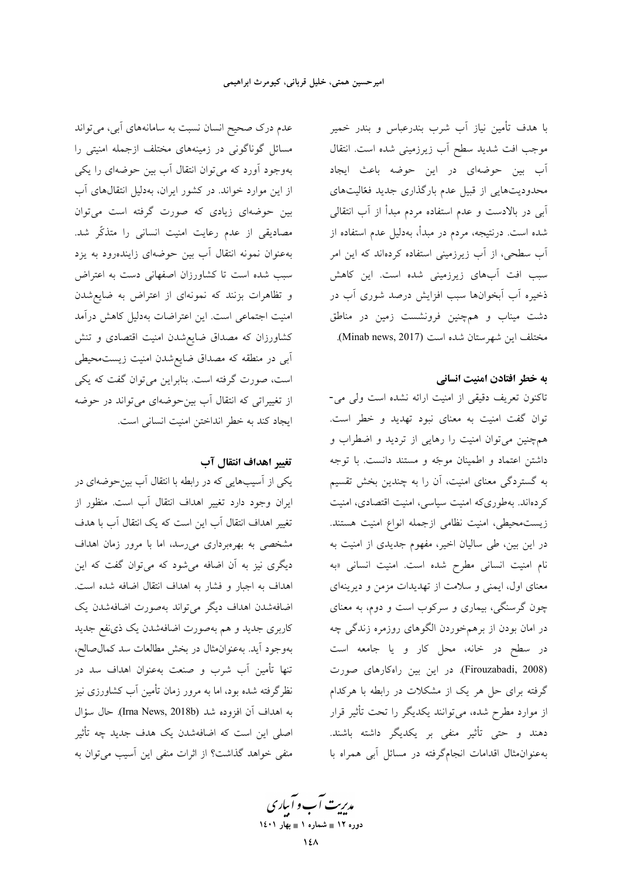با هدف تأمین نیاز آب شرب بندرعباس و بندر خمیر موجب افت شدید سطح آب زیرزمینی شده است. انتقال آب بین حوضه‌ای در این حوضه باعث ایجاد محدودیت‌هایی از قبیل عدم بارگذاری جدید فعّالیت‌های آبی در بالادست و عدم استفاده مردم مبدأ از آب انتقالی شده است. درنتیجه، مردم در مبدأ، به‌دلیل عدم استفاده از آب سطحی، از آب زیرزمینی استفاده کرده‌اند که این امر سبب افت آب‌های زیرزمینی شده است. این کاهش ذخیره آب آبخوان‌ها سبب افزایش درصد شوری آب در دشت میناب و هم‌چنین فرونشست زمین در مناطق مختلف این شهرستان شده است (Minab news, 2017).

### به خطر افتادن امنیت انسانی

تاکنون تعریف دقیقی از امنیت ارائه نشده است ولی می‌توان گفت امنیت به معنای نبود تهدید و خطر است. هم‌چنین می‌توان امنیت را رهایی از تردید و اضطراب و داشتن اعتماد و اطمینان موجّه و مستند دانست. با توجه به گستردگی معنای امنیت، آن را به چندین بخش تقسیم کرده‌اند. به‌طوری‌که امنیت سیاسی، امنیت اقتصادی، امنیت زیست‌محیطی، امنیت نظامی ازجمله انواع امنیت هستند. در این بین، طی سالیان اخیر، مفهوم جدیدی از امنیت به نام امنیت انسانی مطرح شده است. امنیت انسانی «به معنای اول، ایمنی و سلامت از تهدیدات مزمن و دیرینه‌ای چون گرسنگی، بیماری و سرکوب است و دوم، به معنای در امان بودن از برهم‌خوردن الگوهای روزمره زندگی چه در سطح در خانه، محل کار و یا جامعه است (Firouzabadi, 2008). در این بین راه‌کارهای صورت گرفته برای حل هر یک از مشکلات در رابطه با هرکدام از موارد مطرح شده، می‌توانند یکدیگر را تحت تأثیر قرار دهند و حتی تأثیر منفی بر یکدیگر داشته باشند. به‌عنوان‌مثال اقدامات انجام‌گرفته در مسائل آبی همراه با عدم درک صحیح انسان نسبت به سامانه‌های آبی، می‌تواند مسائل گوناگونی در زمینه‌های مختلف ازجمله امنیتی را به‌وجود آورد که می‌توان انتقال آب بین حوضه‌ای را یکی از این موارد خواند. در کشور ایران، به‌دلیل انتقال‌های آب بین حوضه‌ای زیادی که صورت گرفته است می‌توان مصادیقی از عدم رعایت امنیت انسانی را متذکّر شد. به‌عنوان نمونه انتقال آب بین حوضه‌ای زاینده‌رود به یزد سبب شده است تا کشاورزان اصفهانی دست به اعتراض و تظاهرات بزنند که نمونه‌ای از اعتراض به ضایع‌شدن امنیت اجتماعی است. این اعتراضات به‌دلیل کاهش درآمد کشاورزان که مصداق ضایع‌شدن امنیت اقتصادی و تنش آبی در منطقه که مصداق ضایع‌شدن امنیت زیست‌محیطی است، صورت گرفته است. بنابراین می‌توان گفت که یکی از تغییراتی که انتقال آب بین‌حوضه‌ای می‌تواند در حوضه ایجاد کند به خطر انداختن امنیت انسانی است.

### تغییر اهداف انتقال آب

یکی از آسیب‌هایی که در رابطه با انتقال آب بین‌حوضه‌ای در ایران وجود دارد تغییر اهداف انتقال آب است. منظور از تغییر اهداف انتقال آب این است که یک انتقال آب با هدف مشخصی به بهره‌برداری می‌رسد، اما با مرور زمان اهداف دیگری نیز به آن اضافه می‌شود که می‌توان گفت که این اهداف به اجبار و فشار به اهداف انتقال اضافه شده است. اضافه‌شدن اهداف دیگر می‌تواند به‌صورت اضافه‌شدن یک کاربری جدید و هم به‌صورت اضافه‌شدن یک ذی‌نفع جدید به‌وجود آید. به‌عنوان‌مثال در بخش مطالعات سد کمال‌صالح، تنها تأمین آب شرب و صنعت به‌عنوان اهداف سد در نظرگرفته شده بود، اما به مرور زمان تأمین آب کشاورزی نیز به اهداف آن افزوده شد (Irna News, 2018b). حال سؤال اصلی این است که اضافه‌شدن یک هدف جدید چه تأثیر منفی خواهد گذاشت؟ از اثرات منفی این آسیب می‌توان به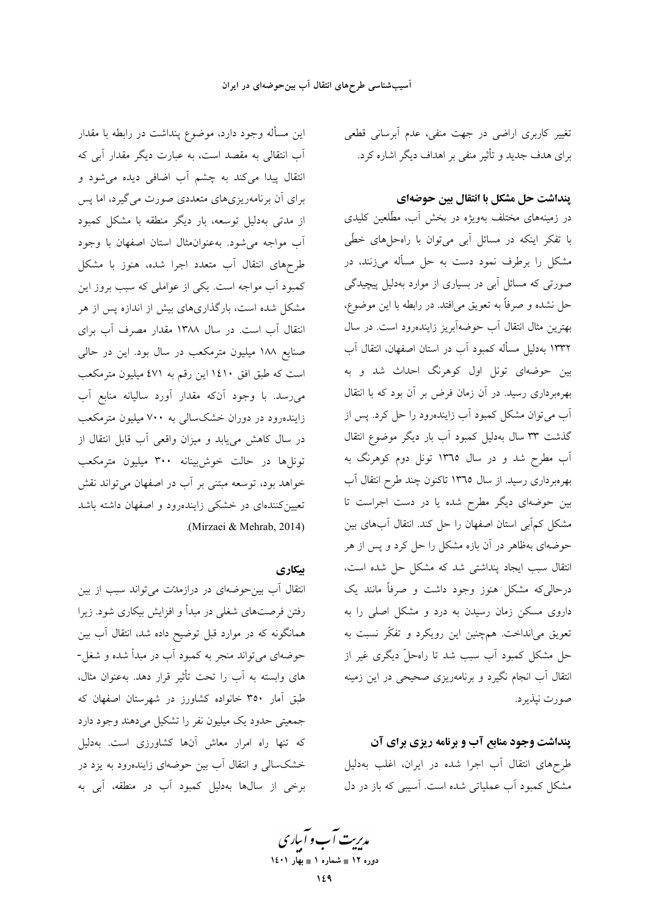تغییر کاربری اراضی در جهت منفی، عدم آبرسانی قطعی برای هدف جدید و تأثیر منفی بر اهداف دیگر اشاره کرد.

### پنداشت حل مشکل با انتقال بین حوضه‌ای

در زمینه‌های مختلف به‌ویژه در بخش آب، مطّلعین کلیدی با تفکر اینکه در مسائل آبی می‌توان با راه‌حل‌های خطّی مشکل را برطرف نمود دست به حل مسأله می‌زنند، در صورتی که مسائل آبی در بسیاری از موارد به‌دلیل پیچیدگی حل نشده و صرفاً به تعویق می‌افتد. در رابطه با این موضوع، بهترین مثال انتقال آب حوضه‌آبریز زاینده‌رود است. در سال ۱۳۳۲ به‌دلیل مسأله کمبود آب در استان اصفهان، انتقال آب بین حوضه‌ای تونل اول کوهرنگ احداث شد و به بهره‌برداری رسید. در آن زمان فرض بر آن بود که با انتقال آب می‌توان مشکل کمبود آب زاینده‌رود را حل کرد. پس از گذشت ۳۳ سال به‌دلیل کمبود آب بار دیگر موضوع انتقال آب مطرح شد و در سال ۱۳۶۵ تونل دوم کوهرنگ به بهره‌برداری رسید. از سال ۱۳۶۵ تاکنون چند طرح انتقال آب بین حوضه‌ای دیگر مطرح شده یا در دست اجراست تا مشکل کم‌آبی استان اصفهان را حل کند. انتقال آب‌های بین حوضه‌ای به‌ظاهر در آن بازه مشکل را حل کرد و پس از هر انتقال سبب ایجاد پنداشتی شد که مشکل حل شده است، درحالی‌که مشکل هنوز وجود داشت و صرفاً مانند یک داروی مسکن زمان رسیدن به درد و مشکل اصلی را به تعویق می‌انداخت. همچنین این رویکرد و تفکّر نسبت به حل مشکل کمبود آب سبب شد تا راه‌حلّ دیگری غیر از انتقال آب انجام نگیرد و برنامه‌ریزی صحیحی در این زمینه صورت نپذیرد.

### پنداشت وجود منابع آب و برنامه ریزی برای آن

طرح‌های انتقال آب اجرا شده در ایران، اغلب به‌دلیل مشکل کمبود آب عملیاتی شده است. آسیبی که باز در دل این مسأله وجود دارد، موضوع پنداشت در رابطه با مقدار آب انتقالی به مقصد است، به عبارت دیگر مقدار آبی که انتقال پیدا می‌کند به چشم آب اضافی دیده می‌شود و برای آن برنامه‌ریزی‌های متعددی صورت می‌گیرد، اما پس از مدتی به‌دلیل توسعه، بار دیگر منطقه با مشکل کمبود آب مواجه می‌شود. به‌عنوان‌مثال استان اصفهان با وجود طرح‌های انتقال آب متعدد اجرا شده، هنوز با مشکل کمبود آب مواجه است. یکی از عواملی که سبب بروز این مشکل شده است، بارگذاری‌های بیش از اندازه پس از هر انتقال آب است. در سال ۱۳۸۸ مقدار مصرف آب برای صنایع ۱۸۸ میلیون مترمکعب در سال بود. این در حالی است که طبق افق ۱۴۱۰ این رقم به ۴۷۱ میلیون مترمکعب می‌رسد. با وجود آنکه مقدار آورد سالیانه منابع آب زاینده‌رود در دوران خشکسالی به ۷۰۰ میلیون مترمکعب در سال کاهش می‌یابد و میزان واقعی آب قابل انتقال از تونل‌ها در حالت خوش‌بینانه ۳۰۰ میلیون مترمکعب خواهد بود، توسعه مبتنی بر آب در اصفهان می‌تواند نقش تعیین‌کننده‌ای در خشکی زاینده‌رود و اصفهان داشته باشد (Mirzaei & Mehrab, 2014).

### بیکاری

انتقال آب بین‌حوضه‌ای در درازمدّت می‌تواند سبب از بین رفتن فرصت‌های شغلی در مبدأ و افزایش بیکاری شود. زیرا همانگونه که در موارد قبل توضیح داده شد، انتقال آب بین حوضه‌ای می‌تواند منجر به کمبود آب در مبدأ شده و شغل‌های وابسته به آب را تحت تأثیر قرار دهد. به‌عنوان مثال، طبق آمار ۳۵۰ خانواده کشاورز در شهرستان اصفهان که جمعیتی حدود یک میلیون نفر را تشکیل می‌دهند وجود دارد که تنها راه امرار معاش آن‌ها کشاورزی است. به‌دلیل خشکسالی و انتقال آب بین حوضه‌ای زاینده‌رود به یزد در برخی از سال‌ها به‌دلیل کمبود آب در منطقه، آبی به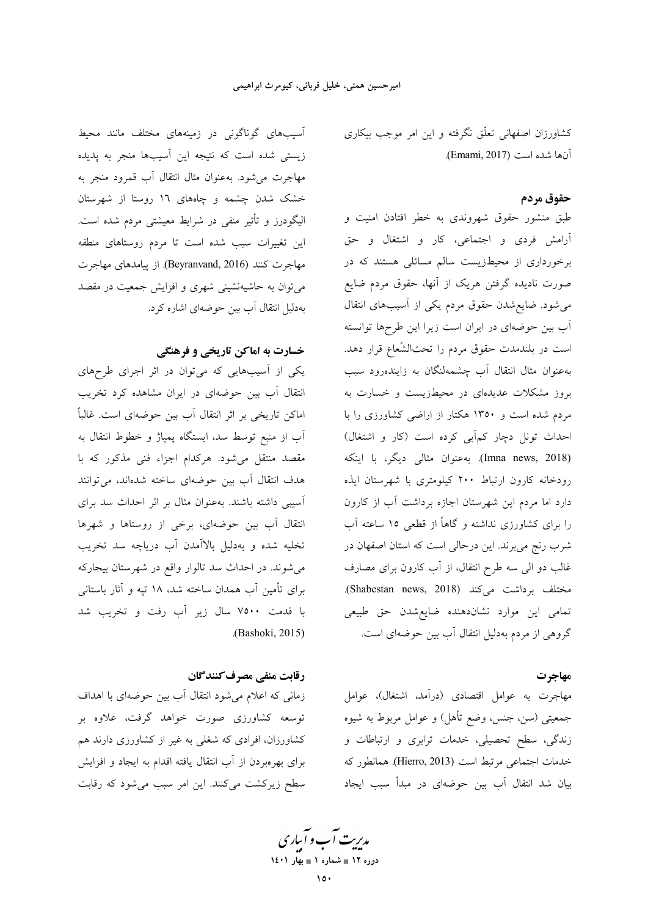کشاورزان اصفهانی تعلّق نگرفته و این امر موجب بیکاری آن‌ها شده است (Emami, 2017).

### حقوق مردم

طبق منشور حقوق شهروندی به خطر افتادن امنیت و آرامش فردی و اجتماعی، کار و اشتغال و حق برخورداری از محیط‌زیست سالم مسائلی هستند که در صورت نادیده گرفتن هریک از آنها، حقوق مردم ضایع می‌شود. ضایع‌شدن حقوق مردم یکی از آسیب‌های انتقال آب بین حوضه‌ای در ایران است زیرا این طرح‌ها توانسته است در بلندمدت حقوق مردم را تحت‌الشّعاع قرار دهد. به‌عنوان مثال انتقال آب چشمه‌لنگان به زاینده‌رود سبب بروز مشکلات عدیده‌ای در محیط‌زیست و خسارت به مردم شده است و ۱۳۵۰ هکتار از اراضی کشاورزی را با احداث تونل دچار کم‌آبی کرده است (کار و اشتغال) (Imna news, 2018). به‌عنوان مثالی دیگر، با اینکه رودخانه کارون ارتباط ۲۰۰ کیلومتری با شهرستان ایذه دارد اما مردم این شهرستان اجازه برداشت آب از کارون را برای کشاورزی نداشته و گاهاً از قطعی ۱۵ ساعته آب شرب رنج می‌برند. این درحالی است که استان اصفهان در غالب دو الی سه طرح انتقال، از آب کارون برای مصارف مختلف برداشت می‌کند (Shabestan news, 2018). تمامی این موارد نشان‌دهنده ضایع‌شدن حق طبیعی گروهی از مردم به‌دلیل انتقال آب بین حوضه‌ای است.

### مهاجرت

مهاجرت به عوامل اقتصادی (درآمد، اشتغال)، عوامل جمعیتی (سن، جنس، وضع تأهل) و عوامل مربوط به شیوه زندگی، سطح تحصیلی، خدمات ترابری و ارتباطات و خدمات اجتماعی مرتبط است (Hierro, 2013). همانطور که بیان شد انتقال آب بین حوضه‌ای در مبدأ سبب ایجاد آسیب‌های گوناگونی در زمینه‌های مختلف مانند محیط زیستی شده است که نتیجه این آسیب‌ها منجر به پدیده مهاجرت می‌شود. به‌عنوان مثال انتقال آب قمرود منجر به خشک شدن چشمه و چاه‌های ۱۶ روستا از شهرستان الیگودرز و تأثیر منفی در شرایط معیشتی مردم شده است. این تغییرات سبب شده است تا مردم روستاهای منطقه مهاجرت کنند (Beyranvand, 2016). از پیامدهای مهاجرت می‌توان به حاشیه‌نشینی شهری و افزایش جمعیت در مقصد به‌دلیل انتقال آب بین حوضه‌ای اشاره کرد.

### خسارت به اماکن تاریخی و فرهنگی

یکی از آسیب‌هایی که می‌توان در اثر اجرای طرح‌های انتقال آب بین حوضه‌ای در ایران مشاهده کرد تخریب اماکن تاریخی بر اثر انتقال آب بین حوضه‌ای است. غالباً آب از منبع توسط سد، ایستگاه پمپاژ و خطوط انتقال به مقصد منتقل می‌شود. هرکدام اجزاء فنی مذکور که با هدف انتقال آب بین حوضه‌ای ساخته شده‌اند، می‌توانند آسیبی داشته باشند. به‌عنوان مثال بر اثر احداث سد برای انتقال آب بین حوضه‌ای، برخی از روستاها و شهرها تخلیه شده و به‌دلیل بالاآمدن آب دریاچه سد تخریب می‌شوند. در احداث سد تالوار واقع در شهرستان بیجارکه برای تأمین آب همدان ساخته شد، ۱۸ تپه و آثار باستانی با قدمت ۷۵۰۰ سال زیر آب رفت و تخریب شد (Bashoki, 2015).

### رقابت منفی مصرف‌کنندگان

زمانی که اعلام می‌شود انتقال آب بین حوضه‌ای با اهداف توسعه کشاورزی صورت خواهد گرفت، علاوه بر کشاورزان، افرادی که شغلی به غیر از کشاورزی دارند هم برای بهره‌بردن از آب انتقال یافته اقدام به ایجاد و افزایش سطح زیرکشت می‌کنند. این امر سبب می‌شود که رقابت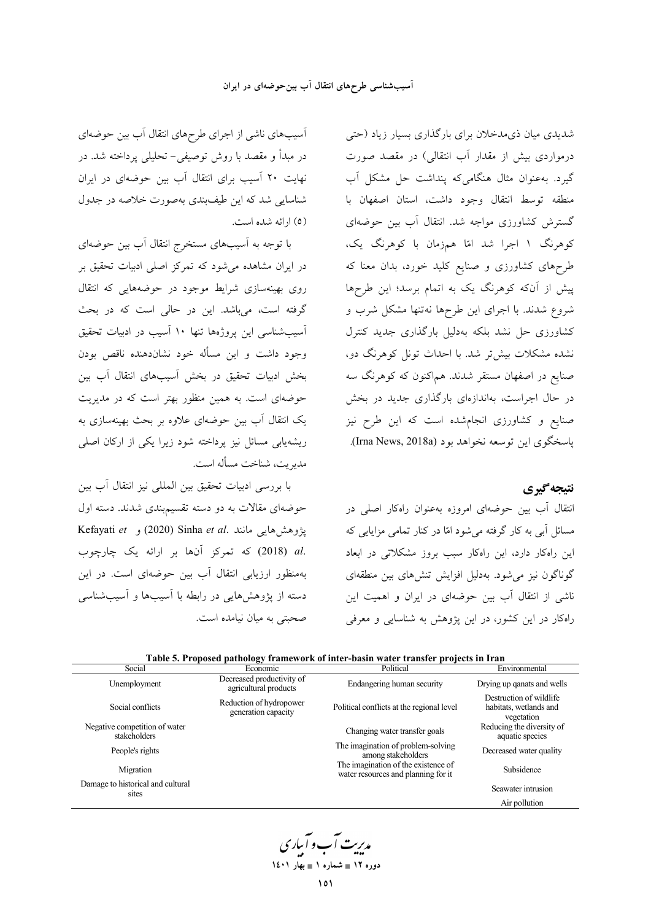شدیدی میان ذی‌مدخلان برای بارگذاری بسیار زیاد (حتی درمواردی بیش از مقدار آب انتقالی) در مقصد صورت گیرد. به‌عنوان مثال هنگامی‌که پنداشت حل مشکل آب منطقه توسط انتقال وجود داشت، استان اصفهان با گسترش کشاورزی مواجه شد. انتقال آب بین حوضه‌ای کوهرنگ ۱ اجرا شد امّا هم‌زمان با کوهرنگ یک، طرح‌های کشاورزی و صنایع کلید خورد، بدان معنا که پیش از آن‌که کوهرنگ یک به اتمام برسد؛ این طرح‌ها شروع شدند. با اجرای این طرح‌ها نه‌تنها مشکل شرب و کشاورزی حل نشد بلکه به‌دلیل بارگذاری جدید کنترل نشده مشکلات بیش‌تر شد. با احداث تونل کوهرنگ دو، صنایع در اصفهان مستقر شدند. هم‌اکنون که کوهرنگ سه در حال اجراست، به‌اندازه‌ای بارگذاری جدید در بخش صنایع و کشاورزی انجام‌شده است که این طرح نیز پاسخگوی این توسعه نخواهد بود (Irna News, 2018a).

## نتیجه‌گیری

انتقال آب بین حوضه‌ای امروزه به‌عنوان راهکار اصلی در مسائل آبی به کار گرفته می‌شود امّا در کنار تمامی مزایایی که این راهکار دارد، این راهکار سبب بروز مشکلاتی در ابعاد گوناگون نیز می‌شود. به‌دلیل افزایش تنش‌های بین منطقه‌ای ناشی از انتقال آب بین حوضه‌ای در ایران و اهمیت این راهکار در این کشور، در این پژوهش به شناسایی و معرفی آسیب‌های ناشی از اجرای طرح‌های انتقال آب بین حوضه‌ای در مبدأ و مقصد با روش توصیفی- تحلیلی پرداخته شد. در نهایت ۲۰ آسیب برای انتقال آب بین حوضه‌ای در ایران شناسایی شد که این طیف‌بندی به‌صورت خلاصه در جدول (۵) ارائه شده است.

با توجه به آسیب‌های مستخرج انتقال آب بین حوضه‌ای در ایران مشاهده می‌شود که تمرکز اصلی ادبیات تحقیق بر روی بهینه‌سازی شرایط موجود در حوضه‌هایی که انتقال گرفته است، می‌باشد. این در حالی است که در بحث آسیب‌شناسی این پروژه‌ها تنها ۱۰ آسیب در ادبیات تحقیق وجود داشت و این مسأله خود نشان‌دهنده ناقص بودن بخش ادبیات تحقیق در بخش آسیب‌های انتقال آب بین حوضه‌ای است. به همین منظور بهتر است که در مدیریت یک انتقال آب بین حوضه‌ای علاوه بر بحث بهینه‌سازی به ریشه‌یابی مسائل نیز پرداخته شود زیرا یکی از ارکان اصلی مدیریت، شناخت مسأله است.

با بررسی ادبیات تحقیق بین المللی نیز انتقال آب بین حوضه‌ای مقالات به دو دسته تقسیم‌بندی شدند. دسته اول پژوهش‌هایی مانند Sinha *et al.* (2020) و Kefayati *et al.* (2018) که تمرکز آن‌ها بر ارائه یک چارچوب به‌منظور ارزیابی انتقال آب بین حوضه‌ای است. در این دسته از پژوهش‌هایی در رابطه با آسیب‌ها و آسیب‌شناسی صحبتی به میان نیامده است.

**Table 5. Proposed pathology framework of inter-basin water transfer projects in Iran**

| Social | Economic | Political | Environmental |
|---|---|---|---|
| Unemployment | Decreased productivity of agricultural products | Endangering human security | Drying up qanats and wells |
| Social conflicts | Reduction of hydropower generation capacity | Political conflicts at the regional level | Destruction of wildlife habitats, wetlands and vegetation |
| Negative competition of water stakeholders | | Changing water transfer goals | Reducing the diversity of aquatic species |
| People's rights | | The imagination of problem-solving among stakeholders | Decreased water quality |
| Migration | | The imagination of the existence of water resources and planning for it | Subsidence |
| Damage to historical and cultural sites | | | Seawater intrusion |
| | | | Air pollution |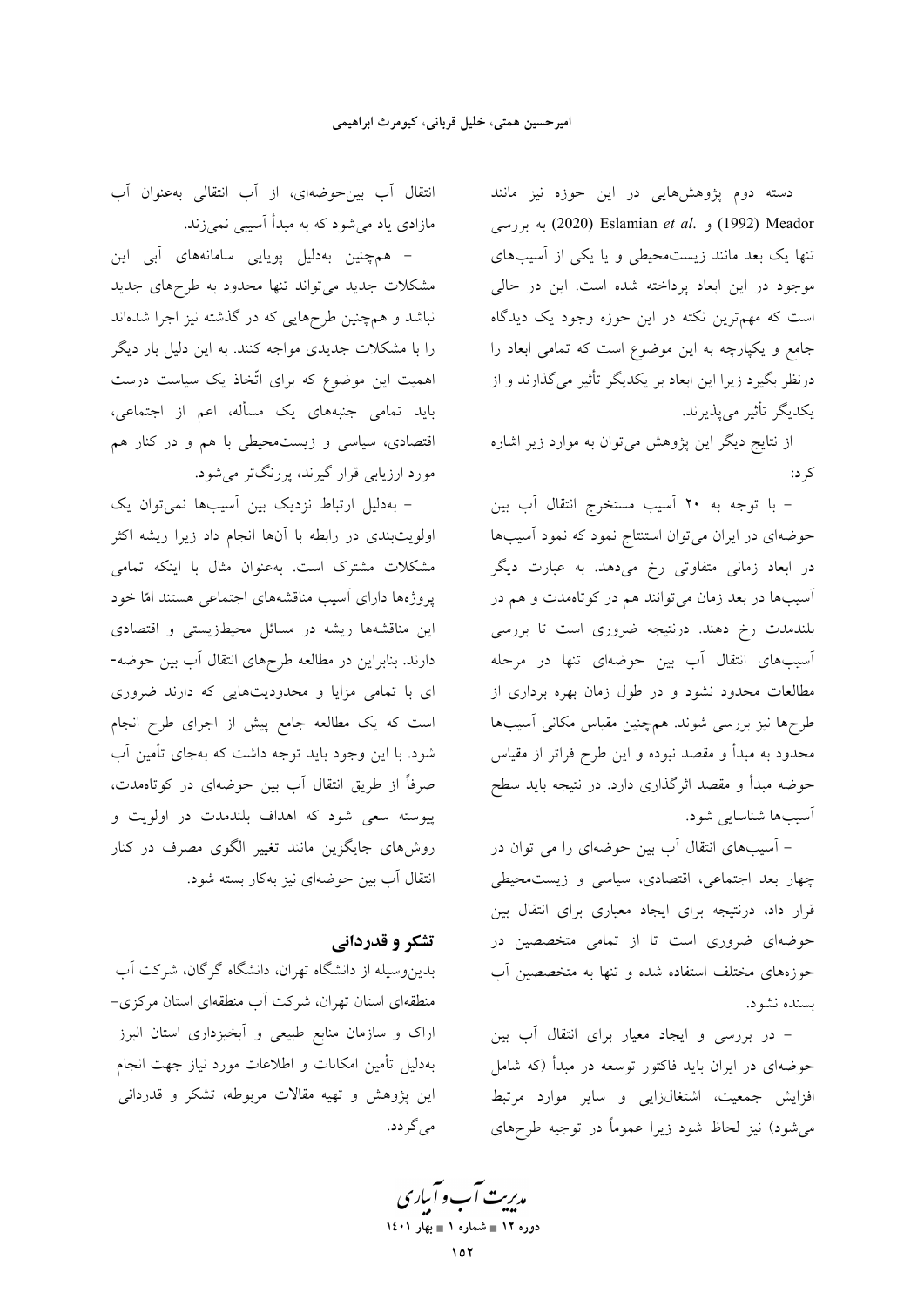دسته دوم پژوهش‌هایی در این حوزه نیز مانند Meador (1992) و Eslamian *et al.* (2020) به بررسی تنها یک بعد مانند زیست‌محیطی و یا یکی از آسیب‌های موجود در این ابعاد پرداخته شده است. این در حالی است که مهم‌ترین نکته در این حوزه وجود یک دیدگاه جامع و یکپارچه به این موضوع است که تمامی ابعاد را درنظر بگیرد زیرا این ابعاد بر یکدیگر تأثیر می‌گذارند و از یکدیگر تأثیر می‌پذیرند.

از نتایج دیگر این پژوهش می‌توان به موارد زیر اشاره کرد:

- با توجه به ۲۰ آسیب مستخرج انتقال آب بین حوضه‌ای در ایران می‌توان استنتاج نمود که نمود آسیب‌ها در ابعاد زمانی متفاوتی رخ می‌دهد. به عبارت دیگر آسیب‌ها در بعد زمان می‌توانند هم در کوتاه‌مدت و هم در بلندمدت رخ دهند. درنتیجه ضروری است تا بررسی آسیب‌های انتقال آب بین حوضه‌ای تنها در مرحله مطالعات محدود نشود و در طول زمان بهره برداری از طرح‌ها نیز بررسی شوند. هم‌چنین مقیاس مکانی آسیب‌ها محدود به مبدأ و مقصد نبوده و این طرح فراتر از مقیاس حوضه مبدأ و مقصد اثرگذاری دارد. در نتیجه باید سطح آسیب‌ها شناسایی شود.

- آسیب‌های انتقال آب بین حوضه‌ای را می توان در چهار بعد اجتماعی، اقتصادی، سیاسی و زیست‌محیطی قرار داد، درنتیجه برای ایجاد معیاری برای انتقال بین حوضه‌ای ضروری است تا از تمامی متخصصین در حوزه‌های مختلف استفاده شده و تنها به متخصصین آب بسنده نشود.

- در بررسی و ایجاد معیار برای انتقال آب بین حوضه‌ای در ایران باید فاکتور توسعه در مبدأ (که شامل افزایش جمعیت، اشتغال‌زایی و سایر موارد مرتبط می‌شود) نیز لحاظ شود زیرا عموماً در توجیه طرح‌های انتقال آب بین‌حوضه‌ای، از آب انتقالی به‌عنوان آب مازادی یاد می‌شود که به مبدأ آسیبی نمی‌زند.

- هم‌چنین به‌دلیل پویایی سامانه‌های آبی این مشکلات جدید می‌تواند تنها محدود به طرح‌های جدید نباشد و هم‌چنین طرح‌هایی که در گذشته نیز اجرا شده‌اند را با مشکلات جدیدی مواجه کنند. به این دلیل بار دیگر اهمیت این موضوع که برای اتّخاذ یک سیاست درست باید تمامی جنبه‌های یک مسأله، اعم از اجتماعی، اقتصادی، سیاسی و زیست‌محیطی با هم و در کنار هم مورد ارزیابی قرار گیرند، پررنگ‌تر می‌شود.

- به‌دلیل ارتباط نزدیک بین آسیب‌ها نمی‌توان یک اولویت‌بندی در رابطه با آن‌ها انجام داد زیرا ریشه اکثر مشکلات مشترک است. به‌عنوان مثال با اینکه تمامی پروژه‌ها دارای آسیب مناقشه‌های اجتماعی هستند امّا خود این مناقشه‌ها ریشه در مسائل محیط‌زیستی و اقتصادی دارند. بنابراین در مطالعه طرح‌های انتقال آب بین حوضه-ای با تمامی مزایا و محدودیت‌هایی که دارند ضروری است که یک مطالعه جامع پیش از اجرای طرح انجام شود. با این وجود باید توجه داشت که به‌جای تأمین آب صرفاً از طریق انتقال آب بین حوضه‌ای در کوتاه‌مدت، پیوسته سعی شود که اهداف بلندمدت در اولویت و روش‌های جایگزین مانند تغییر الگوی مصرف در کنار انتقال آب بین حوضه‌ای نیز به‌کار بسته شود.

## تشکر و قدردانی

بدین‌وسیله از دانشگاه تهران، دانشگاه گرگان، شرکت آب منطقه‌ای استان تهران، شرکت آب منطقه‌ای استان مرکزی-اراک و سازمان منابع طبیعی و آبخیزداری استان البرز به‌دلیل تأمین امکانات و اطلاعات مورد نیاز جهت انجام این پژوهش و تهیه مقالات مربوطه، تشکر و قدردانی می‌گردد.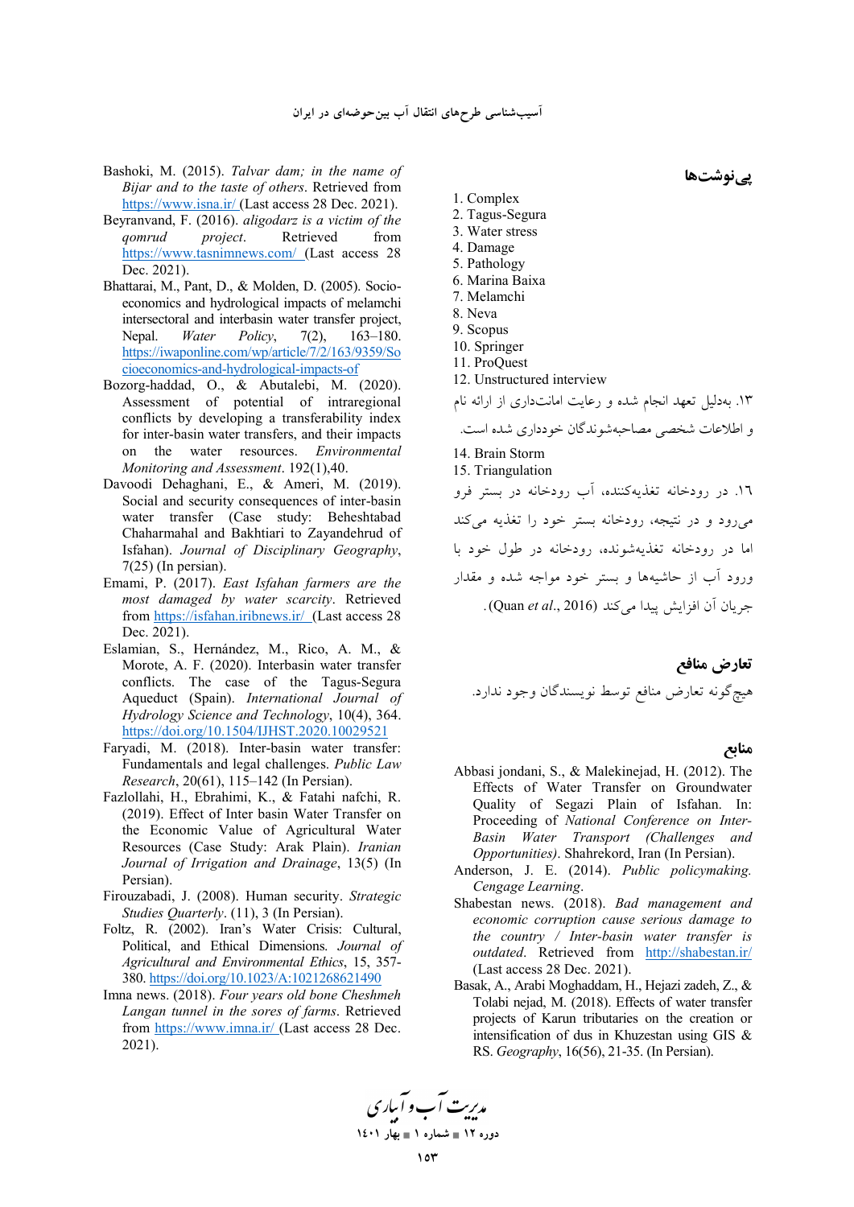## پی‌نوشت‌ها

1. Complex
2. Tagus-Segura
3. Water stress
4. Damage
5. Pathology
6. Marina Baixa
7. Melamchi
8. Neva
9. Scopus
10. Springer
11. ProQuest
12. Unstructured interview

۱۳. به‌دلیل تعهد انجام شده و رعایت امانت‌داری از ارائه نام و اطلاعات شخصی مصاحبه‌شوندگان خودداری شده است.

14. Brain Storm
15. Triangulation

۱۶. در رودخانه تغذیه‌کننده، آب رودخانه در بستر فرو می‌رود و در نتیجه، رودخانه بستر خود را تغذیه می‌کند اما در رودخانه تغذیه‌شونده، رودخانه در طول خود با ورود آب از حاشیه‌ها و بستر خود مواجه شده و مقدار جریان آن افزایش پیدا می‌کند (Quan *et al*., 2016).

## تعارض منافع

هیچ‌گونه تعارض منافع توسط نویسندگان وجود ندارد.

## منابع

Abbasi jondani, S., & Malekinejad, H. (2012). The Effects of Water Transfer on Groundwater Quality of Segazi Plain of Isfahan. In: Proceeding of *National Conference on Inter-Basin Water Transport (Challenges and Opportunities)*. Shahrekord, Iran (In Persian).

Anderson, J. E. (2014). *Public policymaking. Cengage Learning*.

Shabestan news. (2018). *Bad management and economic corruption cause serious damage to the country / Inter-basin water transfer is outdated*. Retrieved from http://shabestan.ir/ (Last access 28 Dec. 2021).

Basak, A., Arabi Moghaddam, H., Hejazi zadeh, Z., & Tolabi nejad, M. (2018). Effects of water transfer projects of Karun tributaries on the creation or intensification of dus in Khuzestan using GIS & RS. *Geography*, 16(56), 21-35. (In Persian).

Bashoki, M. (2015). *Talvar dam; in the name of Bijar and to the taste of others*. Retrieved from https://www.isna.ir/ (Last access 28 Dec. 2021).

Beyranvand, F. (2016). *aligodarz is a victim of the qomrud project*. Retrieved from https://www.tasnimnews.com/ (Last access 28 Dec. 2021).

Bhattarai, M., Pant, D., & Molden, D. (2005). Socio-economics and hydrological impacts of melamchi intersectoral and interbasin water transfer project, Nepal. *Water Policy*, 7(2), 163–180. https://iwaponline.com/wp/article/7/2/163/9359/Socioeconomics-and-hydrological-impacts-of

Bozorg-haddad, O., & Abutalebi, M. (2020). Assessment of potential of intraregional conflicts by developing a transferability index for inter-basin water transfers, and their impacts on the water resources. *Environmental Monitoring and Assessment*. 192(1),40.

Davoodi Dehaghani, E., & Ameri, M. (2019). Social and security consequences of inter-basin water transfer (Case study: Beheshtabad Chaharmahal and Bakhtiari to Zayandehrud of Isfahan). *Journal of Disciplinary Geography*, 7(25) (In persian).

Emami, P. (2017). *East Isfahan farmers are the most damaged by water scarcity*. Retrieved from https://isfahan.iribnews.ir/ (Last access 28 Dec. 2021).

Eslamian, S., Hernández, M., Rico, A. M., & Morote, A. F. (2020). Interbasin water transfer conflicts. The case of the Tagus-Segura Aqueduct (Spain). *International Journal of Hydrology Science and Technology*, 10(4), 364. https://doi.org/10.1504/IJHST.2020.10029521

Faryadi, M. (2018). Inter-basin water transfer: Fundamentals and legal challenges. *Public Law Research*, 20(61), 115–142 (In Persian).

Fazlollahi, H., Ebrahimi, K., & Fatahi nafchi, R. (2019). Effect of Inter basin Water Transfer on the Economic Value of Agricultural Water Resources (Case Study: Arak Plain). *Iranian Journal of Irrigation and Drainage*, 13(5) (In Persian).

Firouzabadi, J. (2008). Human security. *Strategic Studies Quarterly*. (11), 3 (In Persian).

Foltz, R. (2002). Iran's Water Crisis: Cultural, Political, and Ethical Dimensions. *Journal of Agricultural and Environmental Ethics*, 15, 357-380. https://doi.org/10.1023/A:1021268621490

Imna news. (2018). *Four years old bone Cheshmeh Langan tunnel in the sores of farms*. Retrieved from https://www.imna.ir/ (Last access 28 Dec. 2021).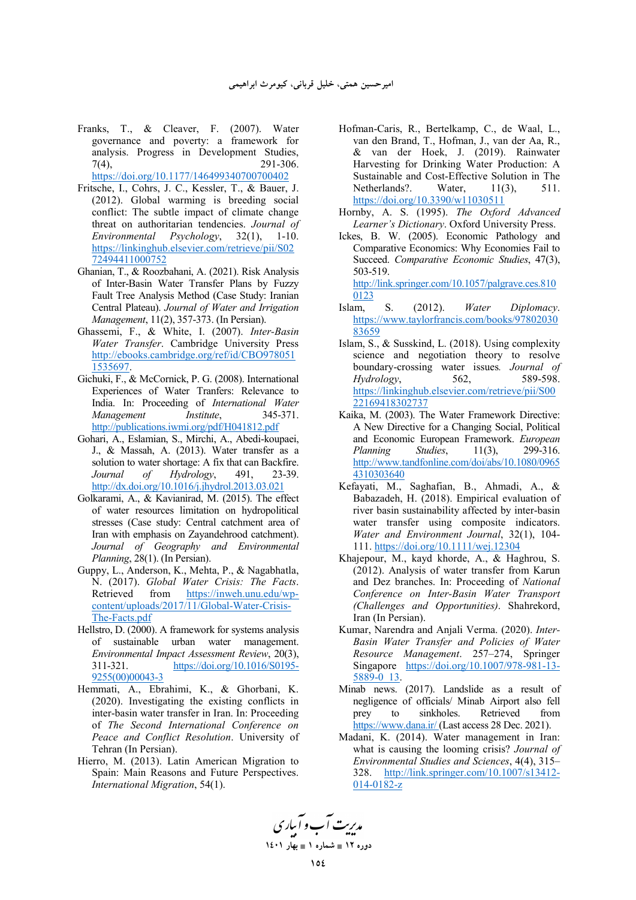Franks, T., & Cleaver, F. (2007). Water governance and poverty: a framework for analysis. Progress in Development Studies, 7(4), 291-306. https://doi.org/10.1177/146499340700700402

Fritsche, I., Cohrs, J. C., Kessler, T., & Bauer, J. (2012). Global warming is breeding social conflict: The subtle impact of climate change threat on authoritarian tendencies. *Journal of Environmental Psychology*, 32(1), 1-10. https://linkinghub.elsevier.com/retrieve/pii/S0272494411000752

Ghanian, T., & Roozbahani, A. (2021). Risk Analysis of Inter-Basin Water Transfer Plans by Fuzzy Fault Tree Analysis Method (Case Study: Iranian Central Plateau). *Journal of Water and Irrigation Management*, 11(2), 357-373. (In Persian).

Ghassemi, F., & White, I. (2007). *Inter-Basin Water Transfer*. Cambridge University Press http://ebooks.cambridge.org/ref/id/CBO9780511535697.

Gichuki, F., & McCornick, P. G. (2008). International Experiences of Water Tranfers: Relevance to India. In: Proceeding of *International Water Management Institute*, 345-371. http://publications.iwmi.org/pdf/H041812.pdf

Gohari, A., Eslamian, S., Mirchi, A., Abedi-koupaei, J., & Massah, A. (2013). Water transfer as a solution to water shortage: A fix that can Backfire. *Journal of Hydrology*, 491, 23-39. http://dx.doi.org/10.1016/j.jhydrol.2013.03.021

Golkarami, A., & Kavianirad, M. (2015). The effect of water resources limitation on hydropolitical stresses (Case study: Central catchment area of Iran with emphasis on Zayandehrood catchment). *Journal of Geography and Environmental Planning*, 28(1). (In Persian).

Guppy, L., Anderson, K., Mehta, P., & Nagabhatla, N. (2017). *Global Water Crisis: The Facts*. Retrieved from https://inweh.unu.edu/wp-content/uploads/2017/11/Global-Water-Crisis-The-Facts.pdf

Hellstro, D. (2000). A framework for systems analysis of sustainable urban water management. *Environmental Impact Assessment Review*, 20(3), 311-321. https://doi.org/10.1016/S0195-9255(00)00043-3

Hemmati, A., Ebrahimi, K., & Ghorbani, K. (2020). Investigating the existing conflicts in inter-basin water transfer in Iran. In: Proceeding of *The Second International Conference on Peace and Conflict Resolution*. University of Tehran (In Persian).

Hierro, M. (2013). Latin American Migration to Spain: Main Reasons and Future Perspectives. *International Migration*, 54(1).

Hofman-Caris, R., Bertelkamp, C., de Waal, L., van den Brand, T., Hofman, J., van der Aa, R., & van der Hoek, J. (2019). Rainwater Harvesting for Drinking Water Production: A Sustainable and Cost-Effective Solution in The Netherlands?. Water, 11(3), 511. https://doi.org/10.3390/w11030511

Hornby, A. S. (1995). *The Oxford Advanced Learner's Dictionary*. Oxford University Press.

Ickes, B. W. (2005). Economic Pathology and Comparative Economics: Why Economies Fail to Succeed. *Comparative Economic Studies*, 47(3), 503-519. http://link.springer.com/10.1057/palgrave.ces.8100123

Islam, S. (2012). *Water Diplomacy*. https://www.taylorfrancis.com/books/9780203083659

Islam, S., & Susskind, L. (2018). Using complexity science and negotiation theory to resolve boundary-crossing water issues. *Journal of Hydrology*, 562, 589-598. https://linkinghub.elsevier.com/retrieve/pii/S0022169418302737

Kaika, M. (2003). The Water Framework Directive: A New Directive for a Changing Social, Political and Economic European Framework. *European Planning Studies*, 11(3), 299-316. http://www.tandfonline.com/doi/abs/10.1080/09654310303640

Kefayati, M., Saghafian, B., Ahmadi, A., & Babazadeh, H. (2018). Empirical evaluation of river basin sustainability affected by inter-basin water transfer using composite indicators. *Water and Environment Journal*, 32(1), 104-111. https://doi.org/10.1111/wej.12304

Khajepour, M., kayd khorde, A., & Haghrou, S. (2012). Analysis of water transfer from Karun and Dez branches. In: Proceeding of *National Conference on Inter-Basin Water Transport (Challenges and Opportunities)*. Shahrekord, Iran (In Persian).

Kumar, Narendra and Anjali Verma. (2020). *Inter-Basin Water Transfer and Policies of Water Resource Management*. 257–274, Springer Singapore https://doi.org/10.1007/978-981-13-5889-0_13.

Minab news. (2017). Landslide as a result of negligence of officials/ Minab Airport also fell prey to sinkholes. Retrieved from https://www.dana.ir/ (Last access 28 Dec. 2021).

Madani, K. (2014). Water management in Iran: what is causing the looming crisis? *Journal of Environmental Studies and Sciences*, 4(4), 315–328. http://link.springer.com/10.1007/s13412-014-0182-z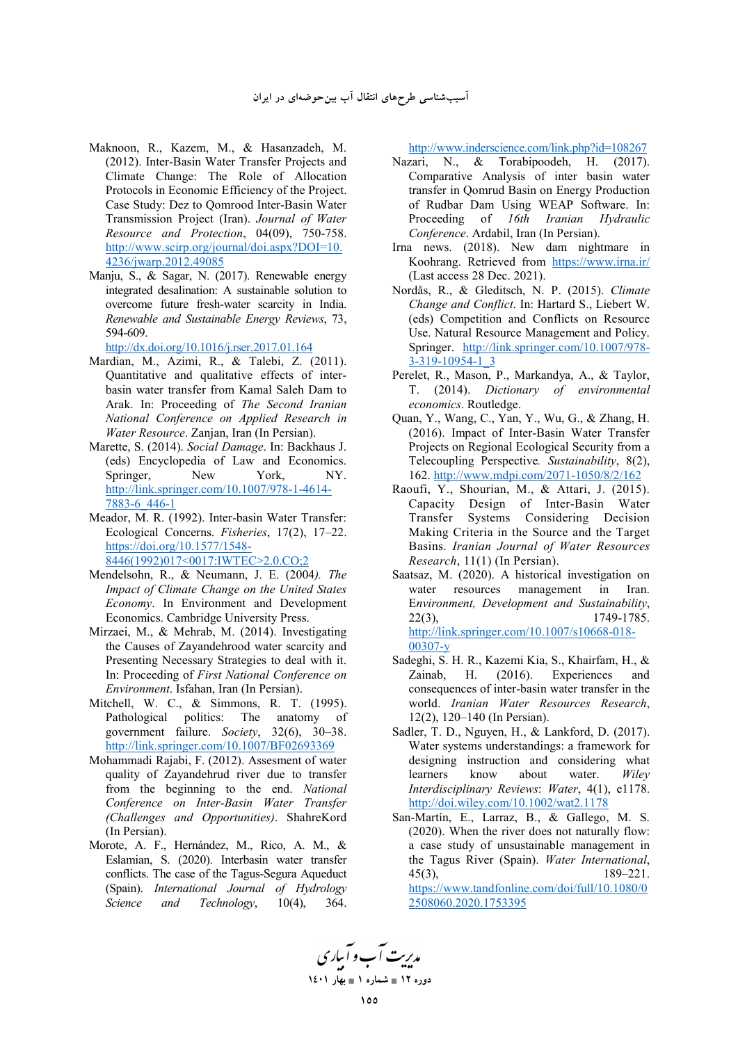Maknoon, R., Kazem, M., & Hasanzadeh, M. (2012). Inter-Basin Water Transfer Projects and Climate Change: The Role of Allocation Protocols in Economic Efficiency of the Project. Case Study: Dez to Qomrood Inter-Basin Water Transmission Project (Iran). *Journal of Water Resource and Protection*, 04(09), 750-758. http://www.scirp.org/journal/doi.aspx?DOI=10.4236/jwarp.2012.49085

Manju, S., & Sagar, N. (2017). Renewable energy integrated desalination: A sustainable solution to overcome future fresh-water scarcity in India. *Renewable and Sustainable Energy Reviews*, 73, 594-609. http://dx.doi.org/10.1016/j.rser.2017.01.164

Mardian, M., Azimi, R., & Talebi, Z. (2011). Quantitative and qualitative effects of inter-basin water transfer from Kamal Saleh Dam to Arak. In: Proceeding of *The Second Iranian National Conference on Applied Research in Water Resource*. Zanjan, Iran (In Persian).

Marette, S. (2014). *Social Damage*. In: Backhaus J. (eds) Encyclopedia of Law and Economics. Springer, New York, NY. http://link.springer.com/10.1007/978-1-4614-7883-6_446-1

Meador, M. R. (1992). Inter-basin Water Transfer: Ecological Concerns. *Fisheries*, 17(2), 17–22. https://doi.org/10.1577/1548-8446(1992)017<0017:IWTEC>2.0.CO;2

Mendelsohn, R., & Neumann, J. E. (2004). *The Impact of Climate Change on the United States Economy*. In Environment and Development Economics. Cambridge University Press.

Mirzaei, M., & Mehrab, M. (2014). Investigating the Causes of Zayandehrood water scarcity and Presenting Necessary Strategies to deal with it. In: Proceeding of *First National Conference on Environment*. Isfahan, Iran (In Persian).

Mitchell, W. C., & Simmons, R. T. (1995). Pathological politics: The anatomy of government failure. *Society*, 32(6), 30–38. http://link.springer.com/10.1007/BF02693369

Mohammadi Rajabi, F. (2012). Assesment of water quality of Zayandehrud river due to transfer from the beginning to the end. *National Conference on Inter-Basin Water Transfer (Challenges and Opportunities)*. ShahreKord (In Persian).

Morote, A. F., Hernández, M., Rico, A. M., & Eslamian, S. (2020). Interbasin water transfer conflicts. The case of the Tagus-Segura Aqueduct (Spain). *International Journal of Hydrology Science and Technology*, 10(4), 364. http://www.inderscience.com/link.php?id=108267

Nazari, N., & Torabipoodeh, H. (2017). Comparative Analysis of inter basin water transfer in Qomrud Basin on Energy Production of Rudbar Dam Using WEAP Software. In: Proceeding of *16th Iranian Hydraulic Conference*. Ardabil, Iran (In Persian).

Irna news. (2018). New dam nightmare in Koohrang. Retrieved from https://www.irna.ir/ (Last access 28 Dec. 2021).

Nordås, R., & Gleditsch, N. P. (2015). *Climate Change and Conflict*. In: Hartard S., Liebert W. (eds) Competition and Conflicts on Resource Use. Natural Resource Management and Policy. Springer. http://link.springer.com/10.1007/978-3-319-10954-1_3

Perelet, R., Mason, P., Markandya, A., & Taylor, T. (2014). *Dictionary of environmental economics*. Routledge.

Quan, Y., Wang, C., Yan, Y., Wu, G., & Zhang, H. (2016). Impact of Inter-Basin Water Transfer Projects on Regional Ecological Security from a Telecoupling Perspective. *Sustainability*, 8(2), 162. http://www.mdpi.com/2071-1050/8/2/162

Raoufi, Y., Shourian, M., & Attari, J. (2015). Capacity Design of Inter-Basin Water Transfer Systems Considering Decision Making Criteria in the Source and the Target Basins. *Iranian Journal of Water Resources Research*, 11(1) (In Persian).

Saatsaz, M. (2020). A historical investigation on water resources management in Iran. *Environment, Development and Sustainability*, 22(3), 1749-1785. http://link.springer.com/10.1007/s10668-018-00307-y

Sadeghi, S. H. R., Kazemi Kia, S., Khairfam, H., & Zainab, H. (2016). Experiences and consequences of inter-basin water transfer in the world. *Iranian Water Resources Research*, 12(2), 120–140 (In Persian).

Sadler, T. D., Nguyen, H., & Lankford, D. (2017). Water systems understandings: a framework for designing instruction and considering what learners know about water. *Wiley Interdisciplinary Reviews: Water*, 4(1), e1178. http://doi.wiley.com/10.1002/wat2.1178

San-Martín, E., Larraz, B., & Gallego, M. S. (2020). When the river does not naturally flow: a case study of unsustainable management in the Tagus River (Spain). *Water International*, 45(3), 189–221. https://www.tandfonline.com/doi/full/10.1080/02508060.2020.1753395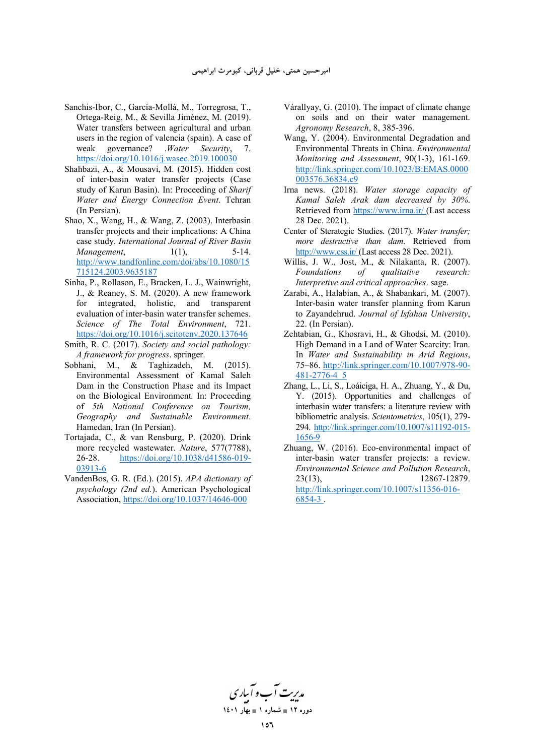Sanchis-Ibor, C., García-Mollá, M., Torregrosa, T., Ortega-Reig, M., & Sevilla Jiménez, M. (2019). Water transfers between agricultural and urban users in the region of valencia (spain). A case of weak governance? .*Water Security*, 7. https://doi.org/10.1016/j.wasec.2019.100030

Shahbazi, A., & Mousavi, M. (2015). Hidden cost of inter-basin water transfer projects (Case study of Karun Basin). In: Proceeding of *Sharif Water and Energy Connection Event*. Tehran (In Persian).

Shao, X., Wang, H., & Wang, Z. (2003). Interbasin transfer projects and their implications: A China case study. *International Journal of River Basin Management*, 1(1), 5-14. http://www.tandfonline.com/doi/abs/10.1080/15715124.2003.9635187

Sinha, P., Rollason, E., Bracken, L. J., Wainwright, J., & Reaney, S. M. (2020). A new framework for integrated, holistic, and transparent evaluation of inter-basin water transfer schemes. *Science of The Total Environment*, 721. https://doi.org/10.1016/j.scitotenv.2020.137646

Smith, R. C. (2017). *Society and social pathology: A framework for progress*. springer.

Sobhani, M., & Taghizadeh, M. (2015). Environmental Assessment of Kamal Saleh Dam in the Construction Phase and its Impact on the Biological Environment. In: Proceeding of *5th National Conference on Tourism, Geography and Sustainable Environment*. Hamedan, Iran (In Persian).

Tortajada, C., & van Rensburg, P. (2020). Drink more recycled wastewater. *Nature*, 577(7788), 26-28. https://doi.org/10.1038/d41586-019-03913-6

VandenBos, G. R. (Ed.). (2015). *APA dictionary of psychology (2nd ed.)*. American Psychological Association, https://doi.org/10.1037/14646-000

Várallyay, G. (2010). The impact of climate change on soils and on their water management. *Agronomy Research*, 8, 385-396.

Wang, Y. (2004). Environmental Degradation and Environmental Threats in China. *Environmental Monitoring and Assessment*, 90(1-3), 161-169. http://link.springer.com/10.1023/B:EMAS.0000003576.36834.c9

Irna news. (2018). *Water storage capacity of Kamal Saleh Arak dam decreased by 30%.* Retrieved from https://www.irna.ir/ (Last access 28 Dec. 2021).

Center of Sterategic Studies. (2017). *Water transfer; more destructive than dam.* Retrieved from http://www.css.ir/ (Last access 28 Dec. 2021).

Willis, J. W., Jost, M., & Nilakanta, R. (2007). *Foundations of qualitative research: Interpretive and critical approaches*. sage.

Zarabi, A., Halabian, A., & Shabankari, M. (2007). Inter-basin water transfer planning from Karun to Zayandehrud. *Journal of Isfahan University*, 22. (In Persian).

Zehtabian, G., Khosravi, H., & Ghodsi, M. (2010). High Demand in a Land of Water Scarcity: Iran. In *Water and Sustainability in Arid Regions*, 75–86. http://link.springer.com/10.1007/978-90-481-2776-4_5

Zhang, L., Li, S., Loáiciga, H. A., Zhuang, Y., & Du, Y. (2015). Opportunities and challenges of interbasin water transfers: a literature review with bibliometric analysis. *Scientometrics*, 105(1), 279-294. http://link.springer.com/10.1007/s11192-015-1656-9

Zhuang, W. (2016). Eco-environmental impact of inter-basin water transfer projects: a review. *Environmental Science and Pollution Research*, 23(13), 12867-12879. http://link.springer.com/10.1007/s11356-016-6854-3 .